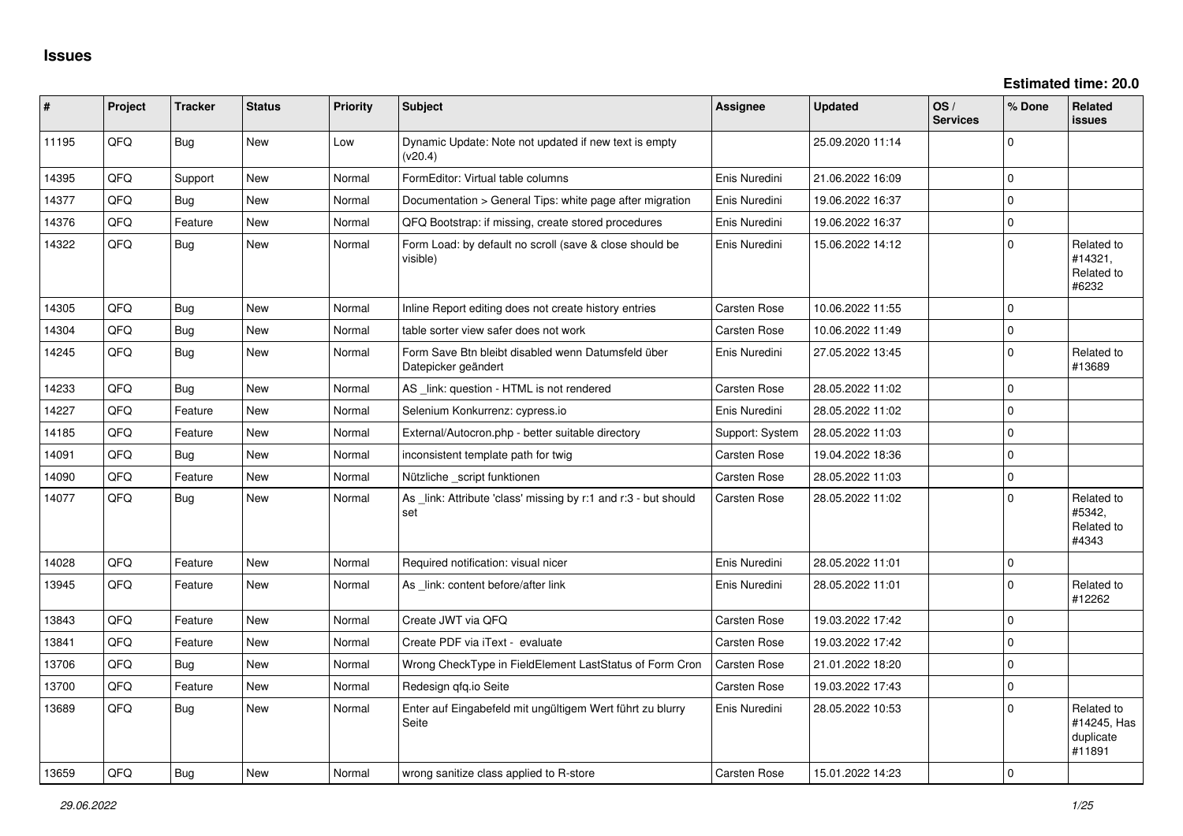# Issues

**Estimated time: 20.0**

| # | Project | Tracker | Status | Priority | Subject | Assignee | Updated | OS / Services | % Done | Related issues |
|---|---|---|---|---|---|---|---|---|---|---|
| 11195 | QFQ | Bug | New | Low | Dynamic Update: Note not updated if new text is empty (v20.4) | | 25.09.2020 11:14 | | 0 | |
| 14395 | QFQ | Support | New | Normal | FormEditor: Virtual table columns | Enis Nuredini | 21.06.2022 16:09 | | 0 | |
| 14377 | QFQ | Bug | New | Normal | Documentation > General Tips: white page after migration | Enis Nuredini | 19.06.2022 16:37 | | 0 | |
| 14376 | QFQ | Feature | New | Normal | QFQ Bootstrap: if missing, create stored procedures | Enis Nuredini | 19.06.2022 16:37 | | 0 | |
| 14322 | QFQ | Bug | New | Normal | Form Load: by default no scroll (save & close should be visible) | Enis Nuredini | 15.06.2022 14:12 | | 0 | Related to #14321, Related to #6232 |
| 14305 | QFQ | Bug | New | Normal | Inline Report editing does not create history entries | Carsten Rose | 10.06.2022 11:55 | | 0 | |
| 14304 | QFQ | Bug | New | Normal | table sorter view safer does not work | Carsten Rose | 10.06.2022 11:49 | | 0 | |
| 14245 | QFQ | Bug | New | Normal | Form Save Btn bleibt disabled wenn Datumsfeld über Datepicker geändert | Enis Nuredini | 27.05.2022 13:45 | | 0 | Related to #13689 |
| 14233 | QFQ | Bug | New | Normal | AS _link: question - HTML is not rendered | Carsten Rose | 28.05.2022 11:02 | | 0 | |
| 14227 | QFQ | Feature | New | Normal | Selenium Konkurrenz: cypress.io | Enis Nuredini | 28.05.2022 11:02 | | 0 | |
| 14185 | QFQ | Feature | New | Normal | External/Autocron.php - better suitable directory | Support: System | 28.05.2022 11:03 | | 0 | |
| 14091 | QFQ | Bug | New | Normal | inconsistent template path for twig | Carsten Rose | 19.04.2022 18:36 | | 0 | |
| 14090 | QFQ | Feature | New | Normal | Nützliche _script funktionen | Carsten Rose | 28.05.2022 11:03 | | 0 | |
| 14077 | QFQ | Bug | New | Normal | As _link: Attribute 'class' missing by r:1 and r:3 - but should set | Carsten Rose | 28.05.2022 11:02 | | 0 | Related to #5342, Related to #4343 |
| 14028 | QFQ | Feature | New | Normal | Required notification: visual nicer | Enis Nuredini | 28.05.2022 11:01 | | 0 | |
| 13945 | QFQ | Feature | New | Normal | As _link: content before/after link | Enis Nuredini | 28.05.2022 11:01 | | 0 | Related to #12262 |
| 13843 | QFQ | Feature | New | Normal | Create JWT via QFQ | Carsten Rose | 19.03.2022 17:42 | | 0 | |
| 13841 | QFQ | Feature | New | Normal | Create PDF via iText - evaluate | Carsten Rose | 19.03.2022 17:42 | | 0 | |
| 13706 | QFQ | Bug | New | Normal | Wrong CheckType in FieldElement LastStatus of Form Cron | Carsten Rose | 21.01.2022 18:20 | | 0 | |
| 13700 | QFQ | Feature | New | Normal | Redesign qfq.io Seite | Carsten Rose | 19.03.2022 17:43 | | 0 | |
| 13689 | QFQ | Bug | New | Normal | Enter auf Eingabefeld mit ungültigem Wert führt zu blurry Seite | Enis Nuredini | 28.05.2022 10:53 | | 0 | Related to #14245, Has duplicate #11891 |
| 13659 | QFQ | Bug | New | Normal | wrong sanitize class applied to R-store | Carsten Rose | 15.01.2022 14:23 | | 0 | |

*29.06.2022*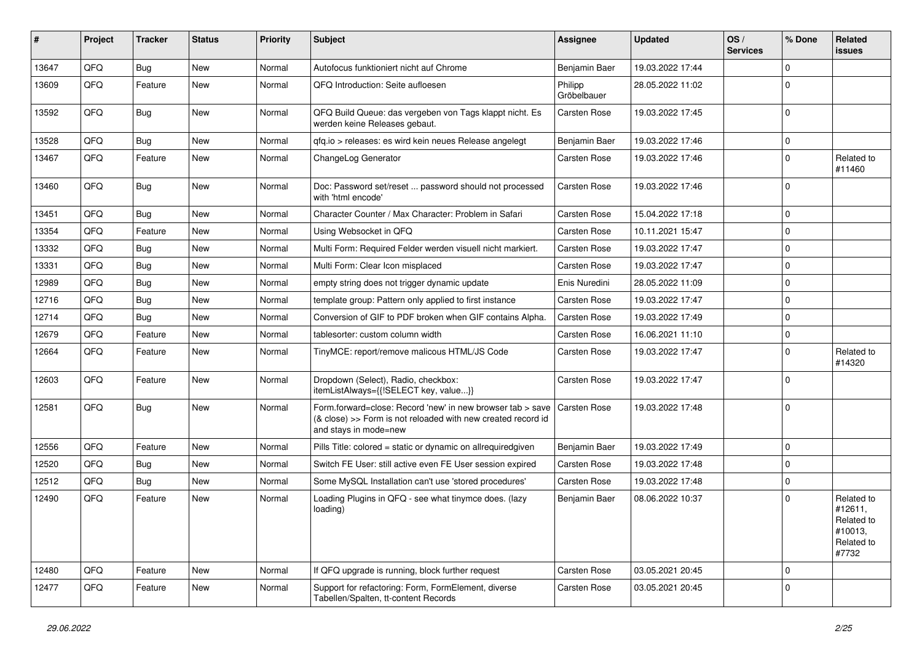| # | Project | Tracker | Status | Priority | Subject | Assignee | Updated | OS / Services | % Done | Related issues |
|---|---|---|---|---|---|---|---|---|---|---|
| 13647 | QFQ | Bug | New | Normal | Autofocus funktioniert nicht auf Chrome | Benjamin Baer | 19.03.2022 17:44 | | 0 | |
| 13609 | QFQ | Feature | New | Normal | QFQ Introduction: Seite aufloesen | Philipp Gröbelbauer | 28.05.2022 11:02 | | 0 | |
| 13592 | QFQ | Bug | New | Normal | QFQ Build Queue: das vergeben von Tags klappt nicht. Es werden keine Releases gebaut. | Carsten Rose | 19.03.2022 17:45 | | 0 | |
| 13528 | QFQ | Bug | New | Normal | qfq.io > releases: es wird kein neues Release angelegt | Benjamin Baer | 19.03.2022 17:46 | | 0 | |
| 13467 | QFQ | Feature | New | Normal | ChangeLog Generator | Carsten Rose | 19.03.2022 17:46 | | 0 | Related to #11460 |
| 13460 | QFQ | Bug | New | Normal | Doc: Password set/reset ... password should not processed with 'html encode' | Carsten Rose | 19.03.2022 17:46 | | 0 | |
| 13451 | QFQ | Bug | New | Normal | Character Counter / Max Character: Problem in Safari | Carsten Rose | 15.04.2022 17:18 | | 0 | |
| 13354 | QFQ | Feature | New | Normal | Using Websocket in QFQ | Carsten Rose | 10.11.2021 15:47 | | 0 | |
| 13332 | QFQ | Bug | New | Normal | Multi Form: Required Felder werden visuell nicht markiert. | Carsten Rose | 19.03.2022 17:47 | | 0 | |
| 13331 | QFQ | Bug | New | Normal | Multi Form: Clear Icon misplaced | Carsten Rose | 19.03.2022 17:47 | | 0 | |
| 12989 | QFQ | Bug | New | Normal | empty string does not trigger dynamic update | Enis Nuredini | 28.05.2022 11:09 | | 0 | |
| 12716 | QFQ | Bug | New | Normal | template group: Pattern only applied to first instance | Carsten Rose | 19.03.2022 17:47 | | 0 | |
| 12714 | QFQ | Bug | New | Normal | Conversion of GIF to PDF broken when GIF contains Alpha. | Carsten Rose | 19.03.2022 17:49 | | 0 | |
| 12679 | QFQ | Feature | New | Normal | tablesorter: custom column width | Carsten Rose | 16.06.2021 11:10 | | 0 | |
| 12664 | QFQ | Feature | New | Normal | TinyMCE: report/remove malicous HTML/JS Code | Carsten Rose | 19.03.2022 17:47 | | 0 | Related to #14320 |
| 12603 | QFQ | Feature | New | Normal | Dropdown (Select), Radio, checkbox: itemListAlways={{!SELECT key, value...}} | Carsten Rose | 19.03.2022 17:47 | | 0 | |
| 12581 | QFQ | Bug | New | Normal | Form.forward=close: Record 'new' in new browser tab > save (& close) >> Form is not reloaded with new created record id and stays in mode=new | Carsten Rose | 19.03.2022 17:48 | | 0 | |
| 12556 | QFQ | Feature | New | Normal | Pills Title: colored = static or dynamic on allrequiredgiven | Benjamin Baer | 19.03.2022 17:49 | | 0 | |
| 12520 | QFQ | Bug | New | Normal | Switch FE User: still active even FE User session expired | Carsten Rose | 19.03.2022 17:48 | | 0 | |
| 12512 | QFQ | Bug | New | Normal | Some MySQL Installation can't use 'stored procedures' | Carsten Rose | 19.03.2022 17:48 | | 0 | |
| 12490 | QFQ | Feature | New | Normal | Loading Plugins in QFQ - see what tinymce does. (lazy loading) | Benjamin Baer | 08.06.2022 10:37 | | 0 | Related to #12611, Related to #10013, Related to #7732 |
| 12480 | QFQ | Feature | New | Normal | If QFQ upgrade is running, block further request | Carsten Rose | 03.05.2021 20:45 | | 0 | |
| 12477 | QFQ | Feature | New | Normal | Support for refactoring: Form, FormElement, diverse Tabellen/Spalten, tt-content Records | Carsten Rose | 03.05.2021 20:45 | | 0 | |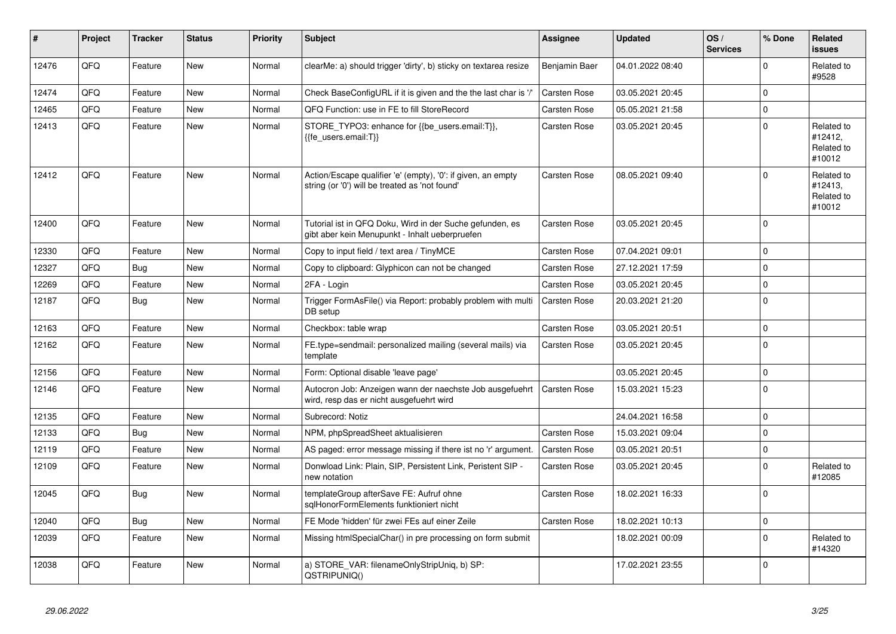| # | Project | Tracker | Status | Priority | Subject | Assignee | Updated | OS / Services | % Done | Related issues |
|---|---|---|---|---|---|---|---|---|---|---|
| 12476 | QFQ | Feature | New | Normal | clearMe: a) should trigger 'dirty', b) sticky on textarea resize | Benjamin Baer | 04.01.2022 08:40 | | 0 | Related to #9528 |
| 12474 | QFQ | Feature | New | Normal | Check BaseConfigURL if it is given and the the last char is '/' | Carsten Rose | 03.05.2021 20:45 | | 0 | |
| 12465 | QFQ | Feature | New | Normal | QFQ Function: use in FE to fill StoreRecord | Carsten Rose | 05.05.2021 21:58 | | 0 | |
| 12413 | QFQ | Feature | New | Normal | STORE_TYPO3: enhance for {{be_users.email:T}}, {{fe_users.email:T}} | Carsten Rose | 03.05.2021 20:45 | | 0 | Related to #12412, Related to #10012 |
| 12412 | QFQ | Feature | New | Normal | Action/Escape qualifier 'e' (empty), '0': if given, an empty string (or '0') will be treated as 'not found' | Carsten Rose | 08.05.2021 09:40 | | 0 | Related to #12413, Related to #10012 |
| 12400 | QFQ | Feature | New | Normal | Tutorial ist in QFQ Doku, Wird in der Suche gefunden, es gibt aber kein Menupunkt - Inhalt ueberpruefen | Carsten Rose | 03.05.2021 20:45 | | 0 | |
| 12330 | QFQ | Feature | New | Normal | Copy to input field / text area / TinyMCE | Carsten Rose | 07.04.2021 09:01 | | 0 | |
| 12327 | QFQ | Bug | New | Normal | Copy to clipboard: Glyphicon can not be changed | Carsten Rose | 27.12.2021 17:59 | | 0 | |
| 12269 | QFQ | Feature | New | Normal | 2FA - Login | Carsten Rose | 03.05.2021 20:45 | | 0 | |
| 12187 | QFQ | Bug | New | Normal | Trigger FormAsFile() via Report: probably problem with multi DB setup | Carsten Rose | 20.03.2021 21:20 | | 0 | |
| 12163 | QFQ | Feature | New | Normal | Checkbox: table wrap | Carsten Rose | 03.05.2021 20:51 | | 0 | |
| 12162 | QFQ | Feature | New | Normal | FE.type=sendmail: personalized mailing (several mails) via template | Carsten Rose | 03.05.2021 20:45 | | 0 | |
| 12156 | QFQ | Feature | New | Normal | Form: Optional disable 'leave page' | | 03.05.2021 20:45 | | 0 | |
| 12146 | QFQ | Feature | New | Normal | Autocron Job: Anzeigen wann der naechste Job ausgefuehrt wird, resp das er nicht ausgefuehrt wird | Carsten Rose | 15.03.2021 15:23 | | 0 | |
| 12135 | QFQ | Feature | New | Normal | Subrecord: Notiz | | 24.04.2021 16:58 | | 0 | |
| 12133 | QFQ | Bug | New | Normal | NPM, phpSpreadSheet aktualisieren | Carsten Rose | 15.03.2021 09:04 | | 0 | |
| 12119 | QFQ | Feature | New | Normal | AS paged: error message missing if there ist no 'r' argument. | Carsten Rose | 03.05.2021 20:51 | | 0 | |
| 12109 | QFQ | Feature | New | Normal | Donwload Link: Plain, SIP, Persistent Link, Peristent SIP - new notation | Carsten Rose | 03.05.2021 20:45 | | 0 | Related to #12085 |
| 12045 | QFQ | Bug | New | Normal | templateGroup afterSave FE: Aufruf ohne sqlHonorFormElements funktioniert nicht | Carsten Rose | 18.02.2021 16:33 | | 0 | |
| 12040 | QFQ | Bug | New | Normal | FE Mode 'hidden' für zwei FEs auf einer Zeile | Carsten Rose | 18.02.2021 10:13 | | 0 | |
| 12039 | QFQ | Feature | New | Normal | Missing htmlSpecialChar() in pre processing on form submit | | 18.02.2021 00:09 | | 0 | Related to #14320 |
| 12038 | QFQ | Feature | New | Normal | a) STORE_VAR: filenameOnlyStripUniq, b) SP: QSTRIPUNIQ() | | 17.02.2021 23:55 | | 0 | |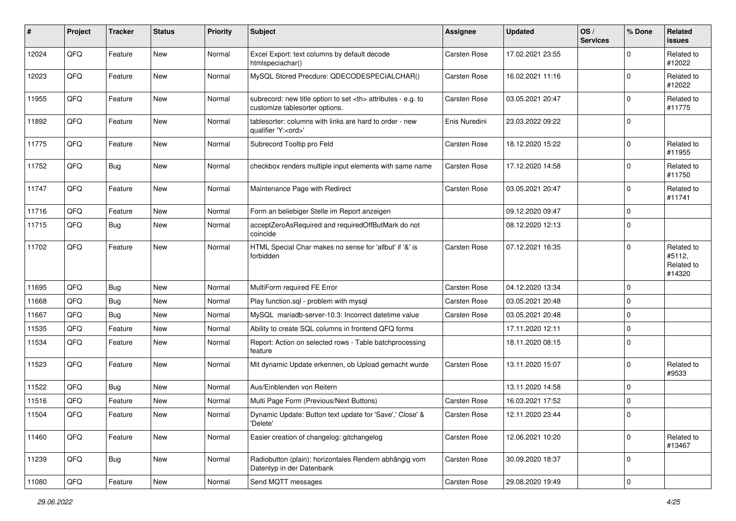| # | Project | Tracker | Status | Priority | Subject | Assignee | Updated | OS / Services | % Done | Related issues |
|---|---|---|---|---|---|---|---|---|---|---|
| 12024 | QFQ | Feature | New | Normal | Excel Export: text columns by default decode htmlspeciachar() | Carsten Rose | 17.02.2021 23:55 | | 0 | Related to #12022 |
| 12023 | QFQ | Feature | New | Normal | MySQL Stored Precdure: QDECODESPECIALCHAR() | Carsten Rose | 16.02.2021 11:16 | | 0 | Related to #12022 |
| 11955 | QFQ | Feature | New | Normal | subrecord: new title option to set <th> attributes - e.g. to customize tablesorter options. | Carsten Rose | 03.05.2021 20:47 | | 0 | Related to #11775 |
| 11892 | QFQ | Feature | New | Normal | tablesorter: columns with links are hard to order - new qualifier 'Y:<ord>' | Enis Nuredini | 23.03.2022 09:22 | | 0 | |
| 11775 | QFQ | Feature | New | Normal | Subrecord Tooltip pro Feld | Carsten Rose | 18.12.2020 15:22 | | 0 | Related to #11955 |
| 11752 | QFQ | Bug | New | Normal | checkbox renders multiple input elements with same name | Carsten Rose | 17.12.2020 14:58 | | 0 | Related to #11750 |
| 11747 | QFQ | Feature | New | Normal | Maintenance Page with Redirect | Carsten Rose | 03.05.2021 20:47 | | 0 | Related to #11741 |
| 11716 | QFQ | Feature | New | Normal | Form an beliebiger Stelle im Report anzeigen | | 09.12.2020 09:47 | | 0 | |
| 11715 | QFQ | Bug | New | Normal | acceptZeroAsRequired and requiredOffButMark do not coincide | | 08.12.2020 12:13 | | 0 | |
| 11702 | QFQ | Feature | New | Normal | HTML Special Char makes no sense for 'allbut' if '&' is forbidden | Carsten Rose | 07.12.2021 16:35 | | 0 | Related to #5112, Related to #14320 |
| 11695 | QFQ | Bug | New | Normal | MultiForm required FE Error | Carsten Rose | 04.12.2020 13:34 | | 0 | |
| 11668 | QFQ | Bug | New | Normal | Play function.sql - problem with mysql | Carsten Rose | 03.05.2021 20:48 | | 0 | |
| 11667 | QFQ | Bug | New | Normal | MySQL mariadb-server-10.3: Incorrect datetime value | Carsten Rose | 03.05.2021 20:48 | | 0 | |
| 11535 | QFQ | Feature | New | Normal | Ability to create SQL columns in frontend QFQ forms | | 17.11.2020 12:11 | | 0 | |
| 11534 | QFQ | Feature | New | Normal | Report: Action on selected rows - Table batchprocessing feature | | 18.11.2020 08:15 | | 0 | |
| 11523 | QFQ | Feature | New | Normal | Mit dynamic Update erkennen, ob Upload gemacht wurde | Carsten Rose | 13.11.2020 15:07 | | 0 | Related to #9533 |
| 11522 | QFQ | Bug | New | Normal | Aus/Einblenden von Reitern | | 13.11.2020 14:58 | | 0 | |
| 11516 | QFQ | Feature | New | Normal | Multi Page Form (Previous/Next Buttons) | Carsten Rose | 16.03.2021 17:52 | | 0 | |
| 11504 | QFQ | Feature | New | Normal | Dynamic Update: Button text update for 'Save',' Close' & 'Delete' | Carsten Rose | 12.11.2020 23:44 | | 0 | |
| 11460 | QFQ | Feature | New | Normal | Easier creation of changelog: gitchangelog | Carsten Rose | 12.06.2021 10:20 | | 0 | Related to #13467 |
| 11239 | QFQ | Bug | New | Normal | Radiobutton (plain): horizontales Rendern abhängig vom Datentyp in der Datenbank | Carsten Rose | 30.09.2020 18:37 | | 0 | |
| 11080 | QFQ | Feature | New | Normal | Send MQTT messages | Carsten Rose | 29.08.2020 19:49 | | 0 | |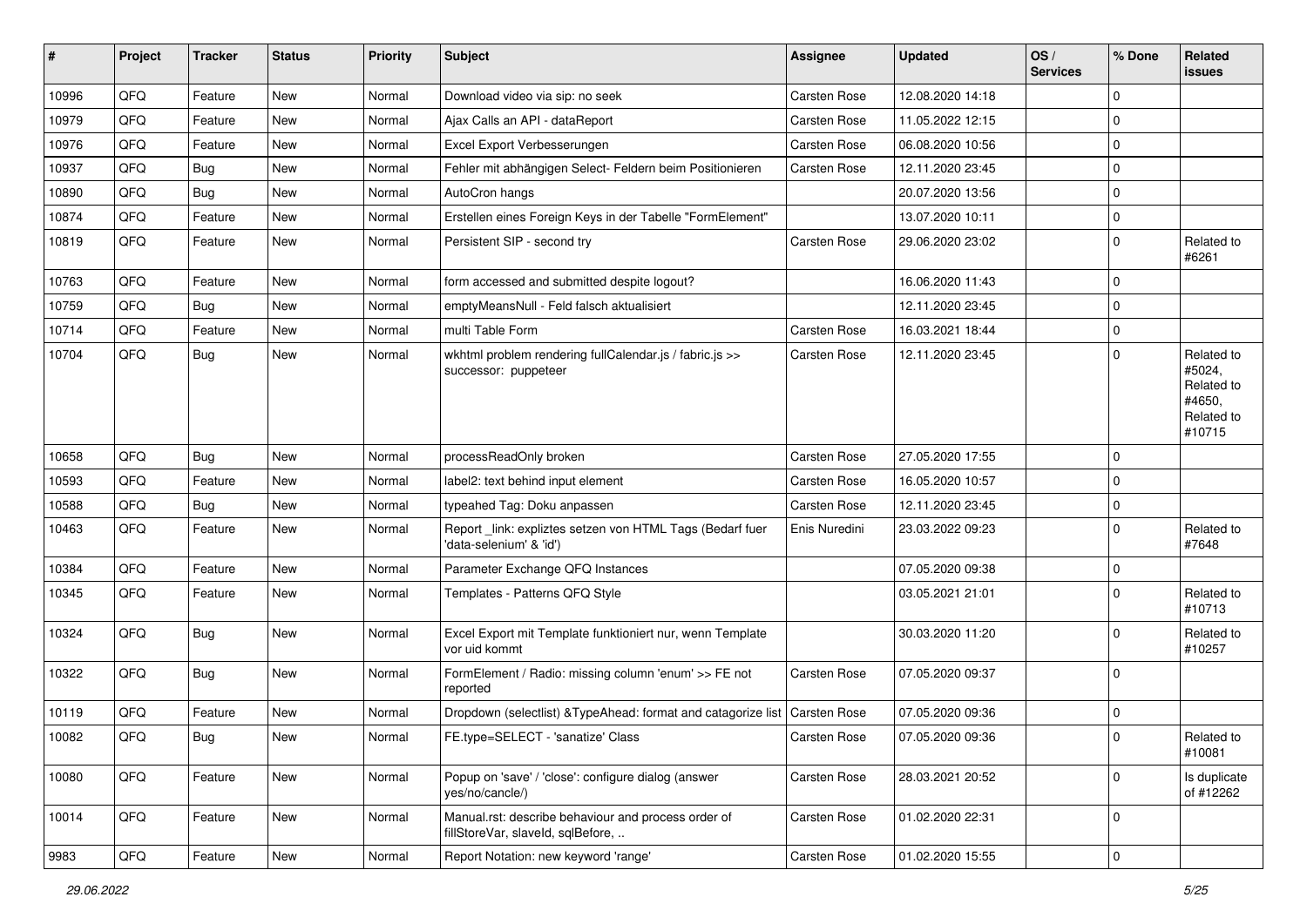| # | Project | Tracker | Status | Priority | Subject | Assignee | Updated | OS / Services | % Done | Related issues |
|---|---|---|---|---|---|---|---|---|---|---|
| 10996 | QFQ | Feature | New | Normal | Download video via sip: no seek | Carsten Rose | 12.08.2020 14:18 | | 0 | |
| 10979 | QFQ | Feature | New | Normal | Ajax Calls an API - dataReport | Carsten Rose | 11.05.2022 12:15 | | 0 | |
| 10976 | QFQ | Feature | New | Normal | Excel Export Verbesserungen | Carsten Rose | 06.08.2020 10:56 | | 0 | |
| 10937 | QFQ | Bug | New | Normal | Fehler mit abhängigen Select- Feldern beim Positionieren | Carsten Rose | 12.11.2020 23:45 | | 0 | |
| 10890 | QFQ | Bug | New | Normal | AutoCron hangs | | 20.07.2020 13:56 | | 0 | |
| 10874 | QFQ | Feature | New | Normal | Erstellen eines Foreign Keys in der Tabelle "FormElement" | | 13.07.2020 10:11 | | 0 | |
| 10819 | QFQ | Feature | New | Normal | Persistent SIP - second try | Carsten Rose | 29.06.2020 23:02 | | 0 | Related to #6261 |
| 10763 | QFQ | Feature | New | Normal | form accessed and submitted despite logout? | | 16.06.2020 11:43 | | 0 | |
| 10759 | QFQ | Bug | New | Normal | emptyMeansNull - Feld falsch aktualisiert | | 12.11.2020 23:45 | | 0 | |
| 10714 | QFQ | Feature | New | Normal | multi Table Form | Carsten Rose | 16.03.2021 18:44 | | 0 | |
| 10704 | QFQ | Bug | New | Normal | wkhtml problem rendering fullCalendar.js / fabric.js >> successor: puppeteer | Carsten Rose | 12.11.2020 23:45 | | 0 | Related to #5024, Related to #4650, Related to #10715 |
| 10658 | QFQ | Bug | New | Normal | processReadOnly broken | Carsten Rose | 27.05.2020 17:55 | | 0 | |
| 10593 | QFQ | Feature | New | Normal | label2: text behind input element | Carsten Rose | 16.05.2020 10:57 | | 0 | |
| 10588 | QFQ | Bug | New | Normal | typeahed Tag: Doku anpassen | Carsten Rose | 12.11.2020 23:45 | | 0 | |
| 10463 | QFQ | Feature | New | Normal | Report _link: expliztes setzen von HTML Tags (Bedarf fuer 'data-selenium' & 'id') | Enis Nuredini | 23.03.2022 09:23 | | 0 | Related to #7648 |
| 10384 | QFQ | Feature | New | Normal | Parameter Exchange QFQ Instances | | 07.05.2020 09:38 | | 0 | |
| 10345 | QFQ | Feature | New | Normal | Templates - Patterns QFQ Style | | 03.05.2021 21:01 | | 0 | Related to #10713 |
| 10324 | QFQ | Bug | New | Normal | Excel Export mit Template funktioniert nur, wenn Template vor uid kommt | | 30.03.2020 11:20 | | 0 | Related to #10257 |
| 10322 | QFQ | Bug | New | Normal | FormElement / Radio: missing column 'enum' >> FE not reported | Carsten Rose | 07.05.2020 09:37 | | 0 | |
| 10119 | QFQ | Feature | New | Normal | Dropdown (selectlist) &TypeAhead: format and catagorize list | Carsten Rose | 07.05.2020 09:36 | | 0 | |
| 10082 | QFQ | Bug | New | Normal | FE.type=SELECT - 'sanatize' Class | Carsten Rose | 07.05.2020 09:36 | | 0 | Related to #10081 |
| 10080 | QFQ | Feature | New | Normal | Popup on 'save' / 'close': configure dialog (answer yes/no/cancle/) | Carsten Rose | 28.03.2021 20:52 | | 0 | Is duplicate of #12262 |
| 10014 | QFQ | Feature | New | Normal | Manual.rst: describe behaviour and process order of fillStoreVar, slaveId, sqlBefore, .. | Carsten Rose | 01.02.2020 22:31 | | 0 | |
| 9983 | QFQ | Feature | New | Normal | Report Notation: new keyword 'range' | Carsten Rose | 01.02.2020 15:55 | | 0 | |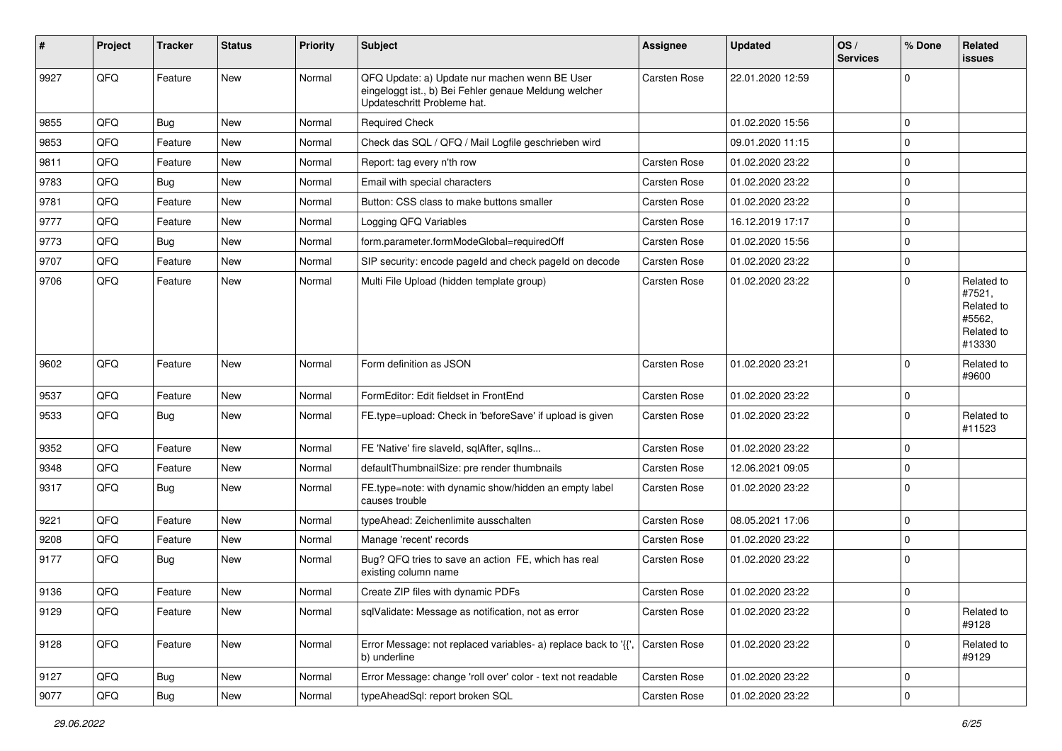| # | Project | Tracker | Status | Priority | Subject | Assignee | Updated | OS / Services | % Done | Related issues |
|---|---|---|---|---|---|---|---|---|---|---|
| 9927 | QFQ | Feature | New | Normal | QFQ Update: a) Update nur machen wenn BE User eingeloggt ist., b) Bei Fehler genaue Meldung welcher Updateschritt Probleme hat. | Carsten Rose | 22.01.2020 12:59 | | 0 | |
| 9855 | QFQ | Bug | New | Normal | Required Check | | 01.02.2020 15:56 | | 0 | |
| 9853 | QFQ | Feature | New | Normal | Check das SQL / QFQ / Mail Logfile geschrieben wird | | 09.01.2020 11:15 | | 0 | |
| 9811 | QFQ | Feature | New | Normal | Report: tag every n'th row | Carsten Rose | 01.02.2020 23:22 | | 0 | |
| 9783 | QFQ | Bug | New | Normal | Email with special characters | Carsten Rose | 01.02.2020 23:22 | | 0 | |
| 9781 | QFQ | Feature | New | Normal | Button: CSS class to make buttons smaller | Carsten Rose | 01.02.2020 23:22 | | 0 | |
| 9777 | QFQ | Feature | New | Normal | Logging QFQ Variables | Carsten Rose | 16.12.2019 17:17 | | 0 | |
| 9773 | QFQ | Bug | New | Normal | form.parameter.formModeGlobal=requiredOff | Carsten Rose | 01.02.2020 15:56 | | 0 | |
| 9707 | QFQ | Feature | New | Normal | SIP security: encode pageId and check pageId on decode | Carsten Rose | 01.02.2020 23:22 | | 0 | |
| 9706 | QFQ | Feature | New | Normal | Multi File Upload (hidden template group) | Carsten Rose | 01.02.2020 23:22 | | 0 | Related to #7521, Related to #5562, Related to #13330 |
| 9602 | QFQ | Feature | New | Normal | Form definition as JSON | Carsten Rose | 01.02.2020 23:21 | | 0 | Related to #9600 |
| 9537 | QFQ | Feature | New | Normal | FormEditor: Edit fieldset in FrontEnd | Carsten Rose | 01.02.2020 23:22 | | 0 | |
| 9533 | QFQ | Bug | New | Normal | FE.type=upload: Check in 'beforeSave' if upload is given | Carsten Rose | 01.02.2020 23:22 | | 0 | Related to #11523 |
| 9352 | QFQ | Feature | New | Normal | FE 'Native' fire slaveId, sqlAfter, sqlIns... | Carsten Rose | 01.02.2020 23:22 | | 0 | |
| 9348 | QFQ | Feature | New | Normal | defaultThumbnailSize: pre render thumbnails | Carsten Rose | 12.06.2021 09:05 | | 0 | |
| 9317 | QFQ | Bug | New | Normal | FE.type=note: with dynamic show/hidden an empty label causes trouble | Carsten Rose | 01.02.2020 23:22 | | 0 | |
| 9221 | QFQ | Feature | New | Normal | typeAhead: Zeichenlimite ausschalten | Carsten Rose | 08.05.2021 17:06 | | 0 | |
| 9208 | QFQ | Feature | New | Normal | Manage 'recent' records | Carsten Rose | 01.02.2020 23:22 | | 0 | |
| 9177 | QFQ | Bug | New | Normal | Bug? QFQ tries to save an action FE, which has real existing column name | Carsten Rose | 01.02.2020 23:22 | | 0 | |
| 9136 | QFQ | Feature | New | Normal | Create ZIP files with dynamic PDFs | Carsten Rose | 01.02.2020 23:22 | | 0 | |
| 9129 | QFQ | Feature | New | Normal | sqlValidate: Message as notification, not as error | Carsten Rose | 01.02.2020 23:22 | | 0 | Related to #9128 |
| 9128 | QFQ | Feature | New | Normal | Error Message: not replaced variables- a) replace back to '{{', b) underline | Carsten Rose | 01.02.2020 23:22 | | 0 | Related to #9129 |
| 9127 | QFQ | Bug | New | Normal | Error Message: change 'roll over' color - text not readable | Carsten Rose | 01.02.2020 23:22 | | 0 | |
| 9077 | QFQ | Bug | New | Normal | typeAheadSql: report broken SQL | Carsten Rose | 01.02.2020 23:22 | | 0 | |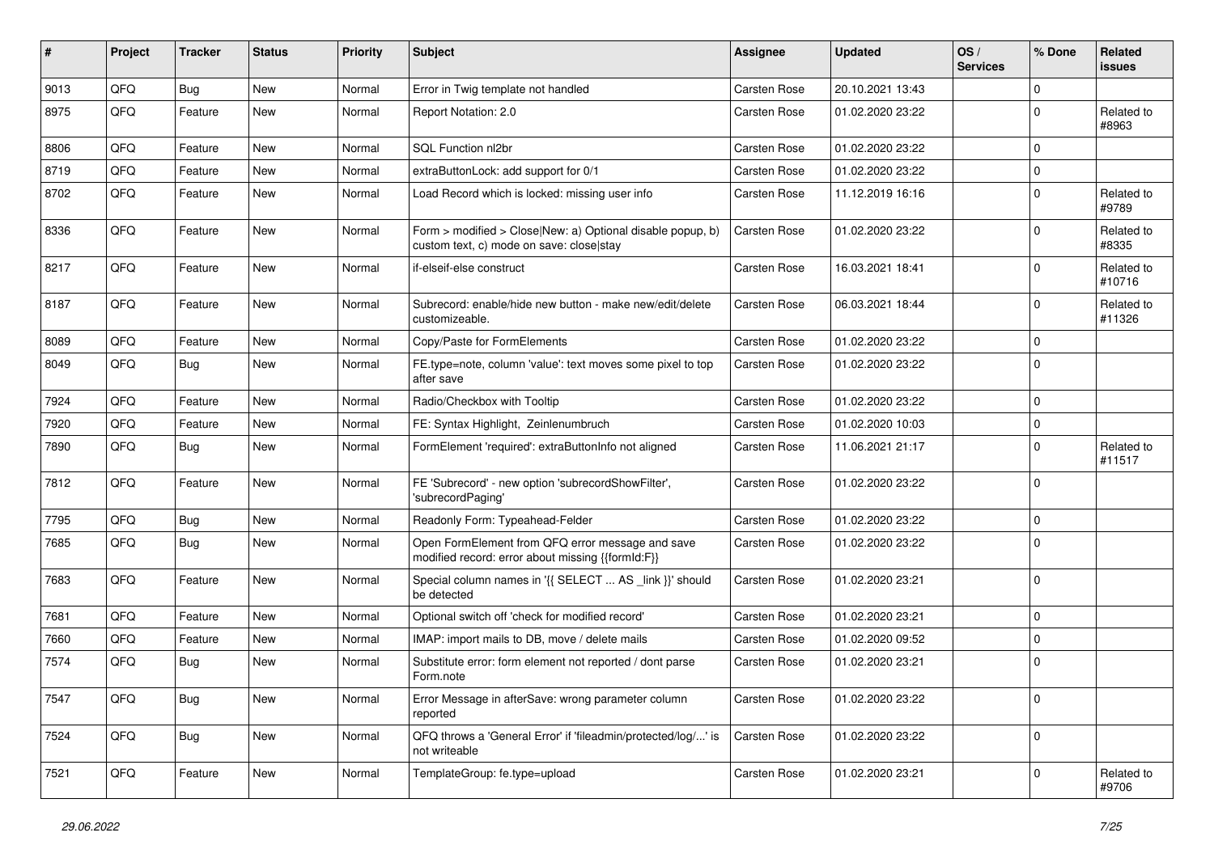| # | Project | Tracker | Status | Priority | Subject | Assignee | Updated | OS / Services | % Done | Related issues |
|---|---|---|---|---|---|---|---|---|---|---|
| 9013 | QFQ | Bug | New | Normal | Error in Twig template not handled | Carsten Rose | 20.10.2021 13:43 | | 0 | |
| 8975 | QFQ | Feature | New | Normal | Report Notation: 2.0 | Carsten Rose | 01.02.2020 23:22 | | 0 | Related to #8963 |
| 8806 | QFQ | Feature | New | Normal | SQL Function nl2br | Carsten Rose | 01.02.2020 23:22 | | 0 | |
| 8719 | QFQ | Feature | New | Normal | extraButtonLock: add support for 0/1 | Carsten Rose | 01.02.2020 23:22 | | 0 | |
| 8702 | QFQ | Feature | New | Normal | Load Record which is locked: missing user info | Carsten Rose | 11.12.2019 16:16 | | 0 | Related to #9789 |
| 8336 | QFQ | Feature | New | Normal | Form > modified > Close\|New: a) Optional disable popup, b) custom text, c) mode on save: close\|stay | Carsten Rose | 01.02.2020 23:22 | | 0 | Related to #8335 |
| 8217 | QFQ | Feature | New | Normal | if-elseif-else construct | Carsten Rose | 16.03.2021 18:41 | | 0 | Related to #10716 |
| 8187 | QFQ | Feature | New | Normal | Subrecord: enable/hide new button - make new/edit/delete customizeable. | Carsten Rose | 06.03.2021 18:44 | | 0 | Related to #11326 |
| 8089 | QFQ | Feature | New | Normal | Copy/Paste for FormElements | Carsten Rose | 01.02.2020 23:22 | | 0 | |
| 8049 | QFQ | Bug | New | Normal | FE.type=note, column 'value': text moves some pixel to top after save | Carsten Rose | 01.02.2020 23:22 | | 0 | |
| 7924 | QFQ | Feature | New | Normal | Radio/Checkbox with Tooltip | Carsten Rose | 01.02.2020 23:22 | | 0 | |
| 7920 | QFQ | Feature | New | Normal | FE: Syntax Highlight, Zeinlenumbruch | Carsten Rose | 01.02.2020 10:03 | | 0 | |
| 7890 | QFQ | Bug | New | Normal | FormElement 'required': extraButtonInfo not aligned | Carsten Rose | 11.06.2021 21:17 | | 0 | Related to #11517 |
| 7812 | QFQ | Feature | New | Normal | FE 'Subrecord' - new option 'subrecordShowFilter', 'subrecordPaging' | Carsten Rose | 01.02.2020 23:22 | | 0 | |
| 7795 | QFQ | Bug | New | Normal | Readonly Form: Typeahead-Felder | Carsten Rose | 01.02.2020 23:22 | | 0 | |
| 7685 | QFQ | Bug | New | Normal | Open FormElement from QFQ error message and save modified record: error about missing {{formId:F}} | Carsten Rose | 01.02.2020 23:22 | | 0 | |
| 7683 | QFQ | Feature | New | Normal | Special column names in '{{ SELECT ... AS _link }}' should be detected | Carsten Rose | 01.02.2020 23:21 | | 0 | |
| 7681 | QFQ | Feature | New | Normal | Optional switch off 'check for modified record' | Carsten Rose | 01.02.2020 23:21 | | 0 | |
| 7660 | QFQ | Feature | New | Normal | IMAP: import mails to DB, move / delete mails | Carsten Rose | 01.02.2020 09:52 | | 0 | |
| 7574 | QFQ | Bug | New | Normal | Substitute error: form element not reported / dont parse Form.note | Carsten Rose | 01.02.2020 23:21 | | 0 | |
| 7547 | QFQ | Bug | New | Normal | Error Message in afterSave: wrong parameter column reported | Carsten Rose | 01.02.2020 23:22 | | 0 | |
| 7524 | QFQ | Bug | New | Normal | QFQ throws a 'General Error' if 'fileadmin/protected/log/...' is not writeable | Carsten Rose | 01.02.2020 23:22 | | 0 | |
| 7521 | QFQ | Feature | New | Normal | TemplateGroup: fe.type=upload | Carsten Rose | 01.02.2020 23:21 | | 0 | Related to #9706 |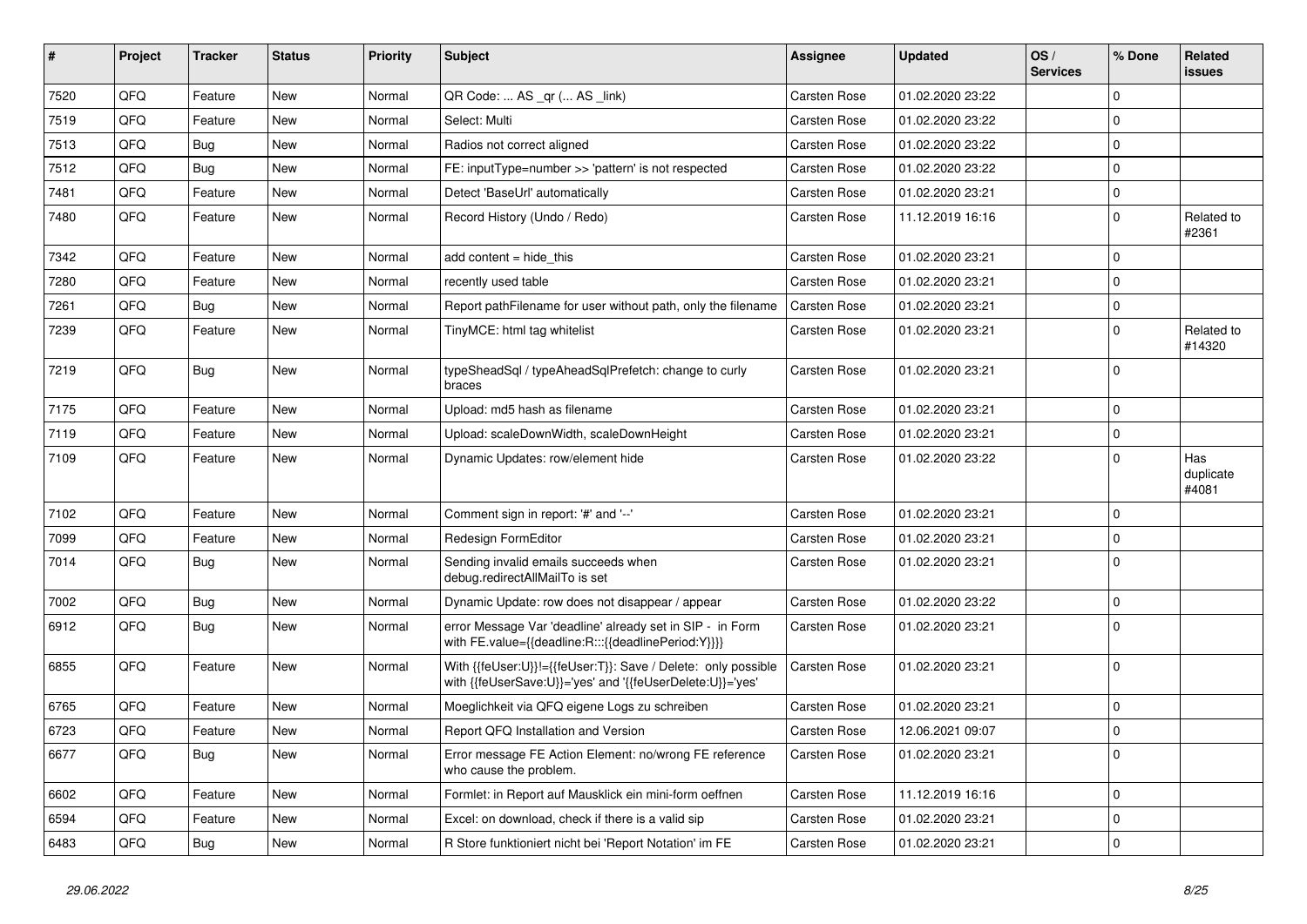| # | Project | Tracker | Status | Priority | Subject | Assignee | Updated | OS / Services | % Done | Related issues |
|---|---|---|---|---|---|---|---|---|---|---|
| 7520 | QFQ | Feature | New | Normal | QR Code: ... AS _qr ( ... AS _link) | Carsten Rose | 01.02.2020 23:22 | | 0 | |
| 7519 | QFQ | Feature | New | Normal | Select: Multi | Carsten Rose | 01.02.2020 23:22 | | 0 | |
| 7513 | QFQ | Bug | New | Normal | Radios not correct aligned | Carsten Rose | 01.02.2020 23:22 | | 0 | |
| 7512 | QFQ | Bug | New | Normal | FE: inputType=number >> 'pattern' is not respected | Carsten Rose | 01.02.2020 23:22 | | 0 | |
| 7481 | QFQ | Feature | New | Normal | Detect 'BaseUrl' automatically | Carsten Rose | 01.02.2020 23:21 | | 0 | |
| 7480 | QFQ | Feature | New | Normal | Record History (Undo / Redo) | Carsten Rose | 11.12.2019 16:16 | | 0 | Related to #2361 |
| 7342 | QFQ | Feature | New | Normal | add content = hide_this | Carsten Rose | 01.02.2020 23:21 | | 0 | |
| 7280 | QFQ | Feature | New | Normal | recently used table | Carsten Rose | 01.02.2020 23:21 | | 0 | |
| 7261 | QFQ | Bug | New | Normal | Report pathFilename for user without path, only the filename | Carsten Rose | 01.02.2020 23:21 | | 0 | |
| 7239 | QFQ | Feature | New | Normal | TinyMCE: html tag whitelist | Carsten Rose | 01.02.2020 23:21 | | 0 | Related to #14320 |
| 7219 | QFQ | Bug | New | Normal | typeSheadSql / typeAheadSqlPrefetch: change to curly braces | Carsten Rose | 01.02.2020 23:21 | | 0 | |
| 7175 | QFQ | Feature | New | Normal | Upload: md5 hash as filename | Carsten Rose | 01.02.2020 23:21 | | 0 | |
| 7119 | QFQ | Feature | New | Normal | Upload: scaleDownWidth, scaleDownHeight | Carsten Rose | 01.02.2020 23:21 | | 0 | |
| 7109 | QFQ | Feature | New | Normal | Dynamic Updates: row/element hide | Carsten Rose | 01.02.2020 23:22 | | 0 | Has duplicate #4081 |
| 7102 | QFQ | Feature | New | Normal | Comment sign in report: '#' and '--' | Carsten Rose | 01.02.2020 23:21 | | 0 | |
| 7099 | QFQ | Feature | New | Normal | Redesign FormEditor | Carsten Rose | 01.02.2020 23:21 | | 0 | |
| 7014 | QFQ | Bug | New | Normal | Sending invalid emails succeeds when debug.redirectAllMailTo is set | Carsten Rose | 01.02.2020 23:21 | | 0 | |
| 7002 | QFQ | Bug | New | Normal | Dynamic Update: row does not disappear / appear | Carsten Rose | 01.02.2020 23:22 | | 0 | |
| 6912 | QFQ | Bug | New | Normal | error Message Var 'deadline' already set in SIP - in Form with FE.value={{deadline:R:::{{deadlinePeriod:Y}}}} | Carsten Rose | 01.02.2020 23:21 | | 0 | |
| 6855 | QFQ | Feature | New | Normal | With {{feUser:U}}!={{feUser:T}}: Save / Delete: only possible with {{feUserSave:U}}='yes' and '{{feUserDelete:U}}='yes' | Carsten Rose | 01.02.2020 23:21 | | 0 | |
| 6765 | QFQ | Feature | New | Normal | Moeglichkeit via QFQ eigene Logs zu schreiben | Carsten Rose | 01.02.2020 23:21 | | 0 | |
| 6723 | QFQ | Feature | New | Normal | Report QFQ Installation and Version | Carsten Rose | 12.06.2021 09:07 | | 0 | |
| 6677 | QFQ | Bug | New | Normal | Error message FE Action Element: no/wrong FE reference who cause the problem. | Carsten Rose | 01.02.2020 23:21 | | 0 | |
| 6602 | QFQ | Feature | New | Normal | Formlet: in Report auf Mausklick ein mini-form oeffnen | Carsten Rose | 11.12.2019 16:16 | | 0 | |
| 6594 | QFQ | Feature | New | Normal | Excel: on download, check if there is a valid sip | Carsten Rose | 01.02.2020 23:21 | | 0 | |
| 6483 | QFQ | Bug | New | Normal | R Store funktioniert nicht bei 'Report Notation' im FE | Carsten Rose | 01.02.2020 23:21 | | 0 | |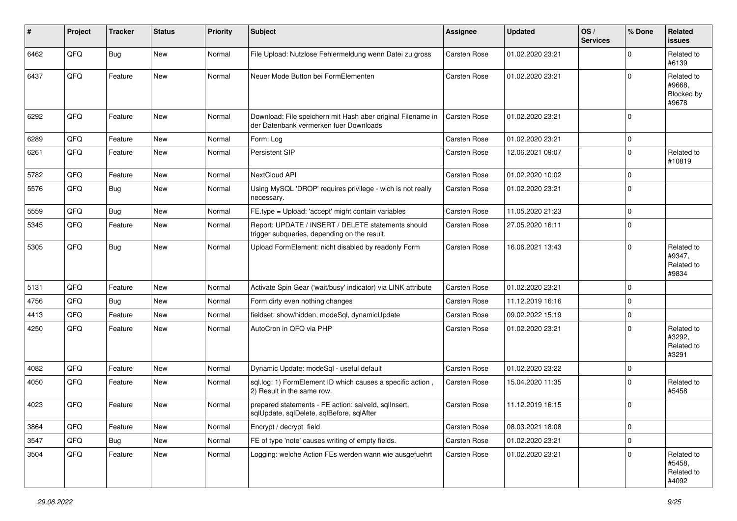| # | Project | Tracker | Status | Priority | Subject | Assignee | Updated | OS / Services | % Done | Related issues |
|---|---|---|---|---|---|---|---|---|---|---|
| 6462 | QFQ | Bug | New | Normal | File Upload: Nutzlose Fehlermeldung wenn Datei zu gross | Carsten Rose | 01.02.2020 23:21 | | 0 | Related to #6139 |
| 6437 | QFQ | Feature | New | Normal | Neuer Mode Button bei FormElementen | Carsten Rose | 01.02.2020 23:21 | | 0 | Related to #9668, Blocked by #9678 |
| 6292 | QFQ | Feature | New | Normal | Download: File speichern mit Hash aber original Filename in der Datenbank vermerken fuer Downloads | Carsten Rose | 01.02.2020 23:21 | | 0 | |
| 6289 | QFQ | Feature | New | Normal | Form: Log | Carsten Rose | 01.02.2020 23:21 | | 0 | |
| 6261 | QFQ | Feature | New | Normal | Persistent SIP | Carsten Rose | 12.06.2021 09:07 | | 0 | Related to #10819 |
| 5782 | QFQ | Feature | New | Normal | NextCloud API | Carsten Rose | 01.02.2020 10:02 | | 0 | |
| 5576 | QFQ | Bug | New | Normal | Using MySQL 'DROP' requires privilege - wich is not really necessary. | Carsten Rose | 01.02.2020 23:21 | | 0 | |
| 5559 | QFQ | Bug | New | Normal | FE.type = Upload: 'accept' might contain variables | Carsten Rose | 11.05.2020 21:23 | | 0 | |
| 5345 | QFQ | Feature | New | Normal | Report: UPDATE / INSERT / DELETE statements should trigger subqueries, depending on the result. | Carsten Rose | 27.05.2020 16:11 | | 0 | |
| 5305 | QFQ | Bug | New | Normal | Upload FormElement: nicht disabled by readonly Form | Carsten Rose | 16.06.2021 13:43 | | 0 | Related to #9347, Related to #9834 |
| 5131 | QFQ | Feature | New | Normal | Activate Spin Gear ('wait/busy' indicator) via LINK attribute | Carsten Rose | 01.02.2020 23:21 | | 0 | |
| 4756 | QFQ | Bug | New | Normal | Form dirty even nothing changes | Carsten Rose | 11.12.2019 16:16 | | 0 | |
| 4413 | QFQ | Feature | New | Normal | fieldset: show/hidden, modeSql, dynamicUpdate | Carsten Rose | 09.02.2022 15:19 | | 0 | |
| 4250 | QFQ | Feature | New | Normal | AutoCron in QFQ via PHP | Carsten Rose | 01.02.2020 23:21 | | 0 | Related to #3292, Related to #3291 |
| 4082 | QFQ | Feature | New | Normal | Dynamic Update: modeSql - useful default | Carsten Rose | 01.02.2020 23:22 | | 0 | |
| 4050 | QFQ | Feature | New | Normal | sql.log: 1) FormElement ID which causes a specific action , 2) Result in the same row. | Carsten Rose | 15.04.2020 11:35 | | 0 | Related to #5458 |
| 4023 | QFQ | Feature | New | Normal | prepared statements - FE action: salveId, sqlInsert, sqlUpdate, sqlDelete, sqlBefore, sqlAfter | Carsten Rose | 11.12.2019 16:15 | | 0 | |
| 3864 | QFQ | Feature | New | Normal | Encrypt / decrypt field | Carsten Rose | 08.03.2021 18:08 | | 0 | |
| 3547 | QFQ | Bug | New | Normal | FE of type 'note' causes writing of empty fields. | Carsten Rose | 01.02.2020 23:21 | | 0 | |
| 3504 | QFQ | Feature | New | Normal | Logging: welche Action FEs werden wann wie ausgefuehrt | Carsten Rose | 01.02.2020 23:21 | | 0 | Related to #5458, Related to #4092 |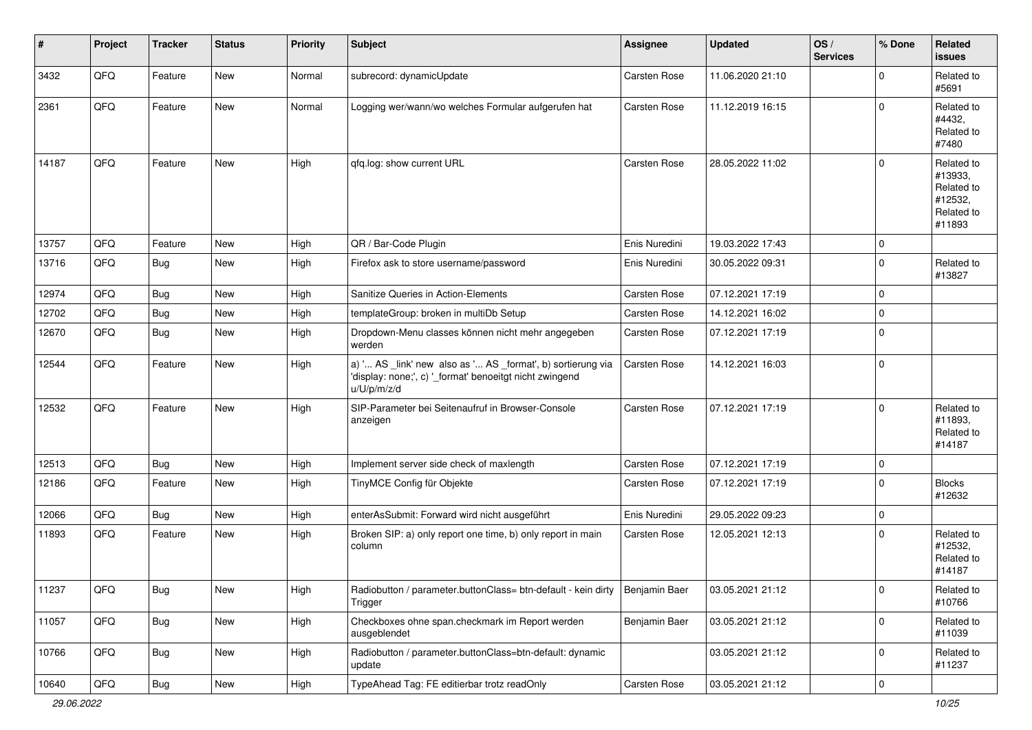| # | Project | Tracker | Status | Priority | Subject | Assignee | Updated | OS / Services | % Done | Related issues |
|---|---|---|---|---|---|---|---|---|---|---|
| 3432 | QFQ | Feature | New | Normal | subrecord: dynamicUpdate | Carsten Rose | 11.06.2020 21:10 | | 0 | Related to #5691 |
| 2361 | QFQ | Feature | New | Normal | Logging wer/wann/wo welches Formular aufgerufen hat | Carsten Rose | 11.12.2019 16:15 | | 0 | Related to #4432, Related to #7480 |
| 14187 | QFQ | Feature | New | High | qfq.log: show current URL | Carsten Rose | 28.05.2022 11:02 | | 0 | Related to #13933, Related to #12532, Related to #11893 |
| 13757 | QFQ | Feature | New | High | QR / Bar-Code Plugin | Enis Nuredini | 19.03.2022 17:43 | | 0 | |
| 13716 | QFQ | Bug | New | High | Firefox ask to store username/password | Enis Nuredini | 30.05.2022 09:31 | | 0 | Related to #13827 |
| 12974 | QFQ | Bug | New | High | Sanitize Queries in Action-Elements | Carsten Rose | 07.12.2021 17:19 | | 0 | |
| 12702 | QFQ | Bug | New | High | templateGroup: broken in multiDb Setup | Carsten Rose | 14.12.2021 16:02 | | 0 | |
| 12670 | QFQ | Bug | New | High | Dropdown-Menu classes können nicht mehr angegeben werden | Carsten Rose | 07.12.2021 17:19 | | 0 | |
| 12544 | QFQ | Feature | New | High | a) '... AS _link' new also as '... AS _format', b) sortierung via 'display: none;', c) '_format' benoeitgt nicht zwingend u/U/p/m/z/d | Carsten Rose | 14.12.2021 16:03 | | 0 | |
| 12532 | QFQ | Feature | New | High | SIP-Parameter bei Seitenaufruf in Browser-Console anzeigen | Carsten Rose | 07.12.2021 17:19 | | 0 | Related to #11893, Related to #14187 |
| 12513 | QFQ | Bug | New | High | Implement server side check of maxlength | Carsten Rose | 07.12.2021 17:19 | | 0 | |
| 12186 | QFQ | Feature | New | High | TinyMCE Config für Objekte | Carsten Rose | 07.12.2021 17:19 | | 0 | Blocks #12632 |
| 12066 | QFQ | Bug | New | High | enterAsSubmit: Forward wird nicht ausgeführt | Enis Nuredini | 29.05.2022 09:23 | | 0 | |
| 11893 | QFQ | Feature | New | High | Broken SIP: a) only report one time, b) only report in main column | Carsten Rose | 12.05.2021 12:13 | | 0 | Related to #12532, Related to #14187 |
| 11237 | QFQ | Bug | New | High | Radiobutton / parameter.buttonClass= btn-default - kein dirty Trigger | Benjamin Baer | 03.05.2021 21:12 | | 0 | Related to #10766 |
| 11057 | QFQ | Bug | New | High | Checkboxes ohne span.checkmark im Report werden ausgeblendet | Benjamin Baer | 03.05.2021 21:12 | | 0 | Related to #11039 |
| 10766 | QFQ | Bug | New | High | Radiobutton / parameter.buttonClass=btn-default: dynamic update | | 03.05.2021 21:12 | | 0 | Related to #11237 |
| 10640 | QFQ | Bug | New | High | TypeAhead Tag: FE editierbar trotz readOnly | Carsten Rose | 03.05.2021 21:12 | | 0 | |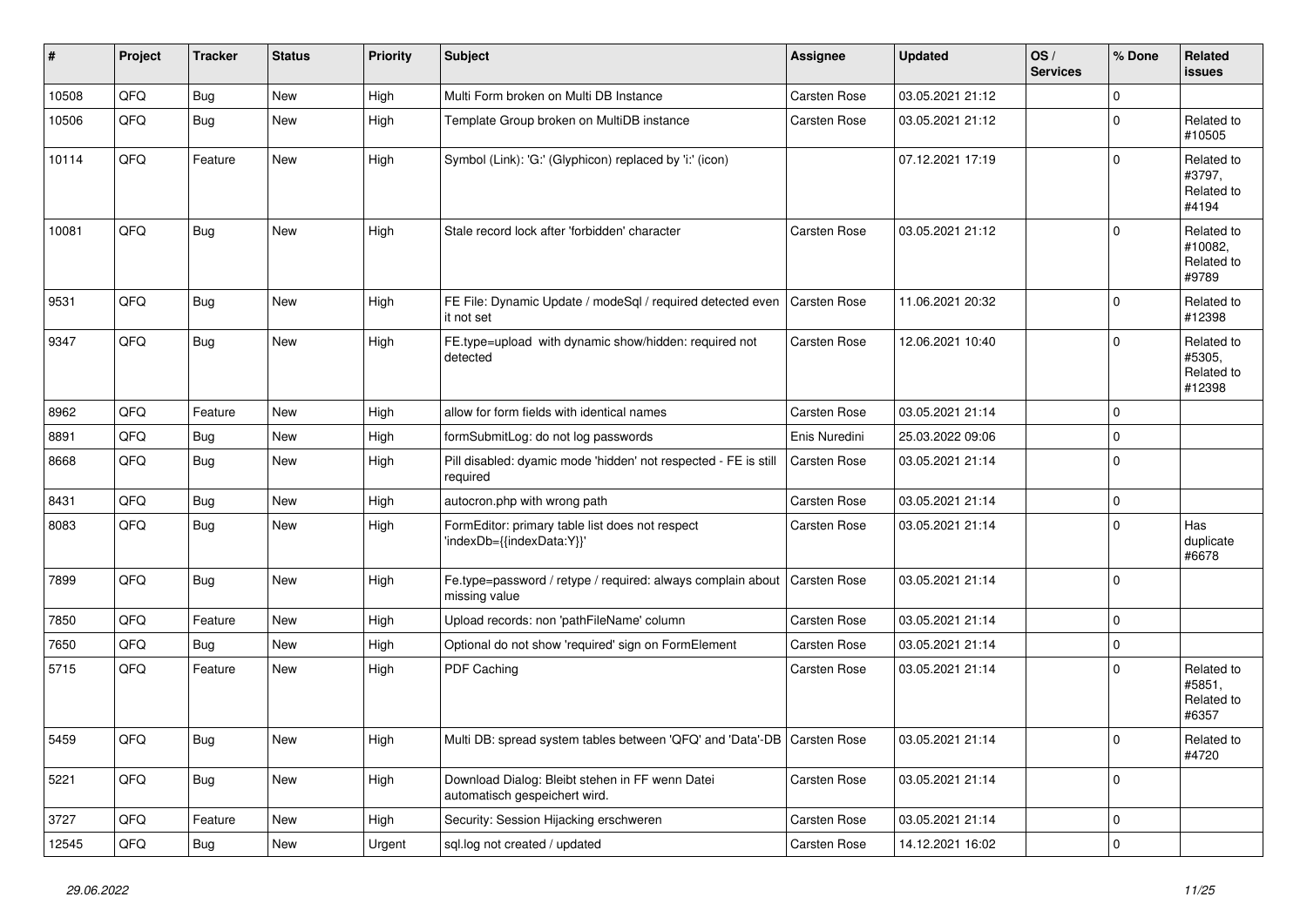| # | Project | Tracker | Status | Priority | Subject | Assignee | Updated | OS / Services | % Done | Related issues |
|---|---|---|---|---|---|---|---|---|---|---|
| 10508 | QFQ | Bug | New | High | Multi Form broken on Multi DB Instance | Carsten Rose | 03.05.2021 21:12 | | 0 | |
| 10506 | QFQ | Bug | New | High | Template Group broken on MultiDB instance | Carsten Rose | 03.05.2021 21:12 | | 0 | Related to #10505 |
| 10114 | QFQ | Feature | New | High | Symbol (Link): 'G:' (Glyphicon) replaced by 'i:' (icon) | | 07.12.2021 17:19 | | 0 | Related to #3797, Related to #4194 |
| 10081 | QFQ | Bug | New | High | Stale record lock after 'forbidden' character | Carsten Rose | 03.05.2021 21:12 | | 0 | Related to #10082, Related to #9789 |
| 9531 | QFQ | Bug | New | High | FE File: Dynamic Update / modeSql / required detected even it not set | Carsten Rose | 11.06.2021 20:32 | | 0 | Related to #12398 |
| 9347 | QFQ | Bug | New | High | FE.type=upload with dynamic show/hidden: required not detected | Carsten Rose | 12.06.2021 10:40 | | 0 | Related to #5305, Related to #12398 |
| 8962 | QFQ | Feature | New | High | allow for form fields with identical names | Carsten Rose | 03.05.2021 21:14 | | 0 | |
| 8891 | QFQ | Bug | New | High | formSubmitLog: do not log passwords | Enis Nuredini | 25.03.2022 09:06 | | 0 | |
| 8668 | QFQ | Bug | New | High | Pill disabled: dyamic mode 'hidden' not respected - FE is still required | Carsten Rose | 03.05.2021 21:14 | | 0 | |
| 8431 | QFQ | Bug | New | High | autocron.php with wrong path | Carsten Rose | 03.05.2021 21:14 | | 0 | |
| 8083 | QFQ | Bug | New | High | FormEditor: primary table list does not respect 'indexDb={{indexData:Y}}' | Carsten Rose | 03.05.2021 21:14 | | 0 | Has duplicate #6678 |
| 7899 | QFQ | Bug | New | High | Fe.type=password / retype / required: always complain about missing value | Carsten Rose | 03.05.2021 21:14 | | 0 | |
| 7850 | QFQ | Feature | New | High | Upload records: non 'pathFileName' column | Carsten Rose | 03.05.2021 21:14 | | 0 | |
| 7650 | QFQ | Bug | New | High | Optional do not show 'required' sign on FormElement | Carsten Rose | 03.05.2021 21:14 | | 0 | |
| 5715 | QFQ | Feature | New | High | PDF Caching | Carsten Rose | 03.05.2021 21:14 | | 0 | Related to #5851, Related to #6357 |
| 5459 | QFQ | Bug | New | High | Multi DB: spread system tables between 'QFQ' and 'Data'-DB | Carsten Rose | 03.05.2021 21:14 | | 0 | Related to #4720 |
| 5221 | QFQ | Bug | New | High | Download Dialog: Bleibt stehen in FF wenn Datei automatisch gespeichert wird. | Carsten Rose | 03.05.2021 21:14 | | 0 | |
| 3727 | QFQ | Feature | New | High | Security: Session Hijacking erschweren | Carsten Rose | 03.05.2021 21:14 | | 0 | |
| 12545 | QFQ | Bug | New | Urgent | sql.log not created / updated | Carsten Rose | 14.12.2021 16:02 | | 0 | |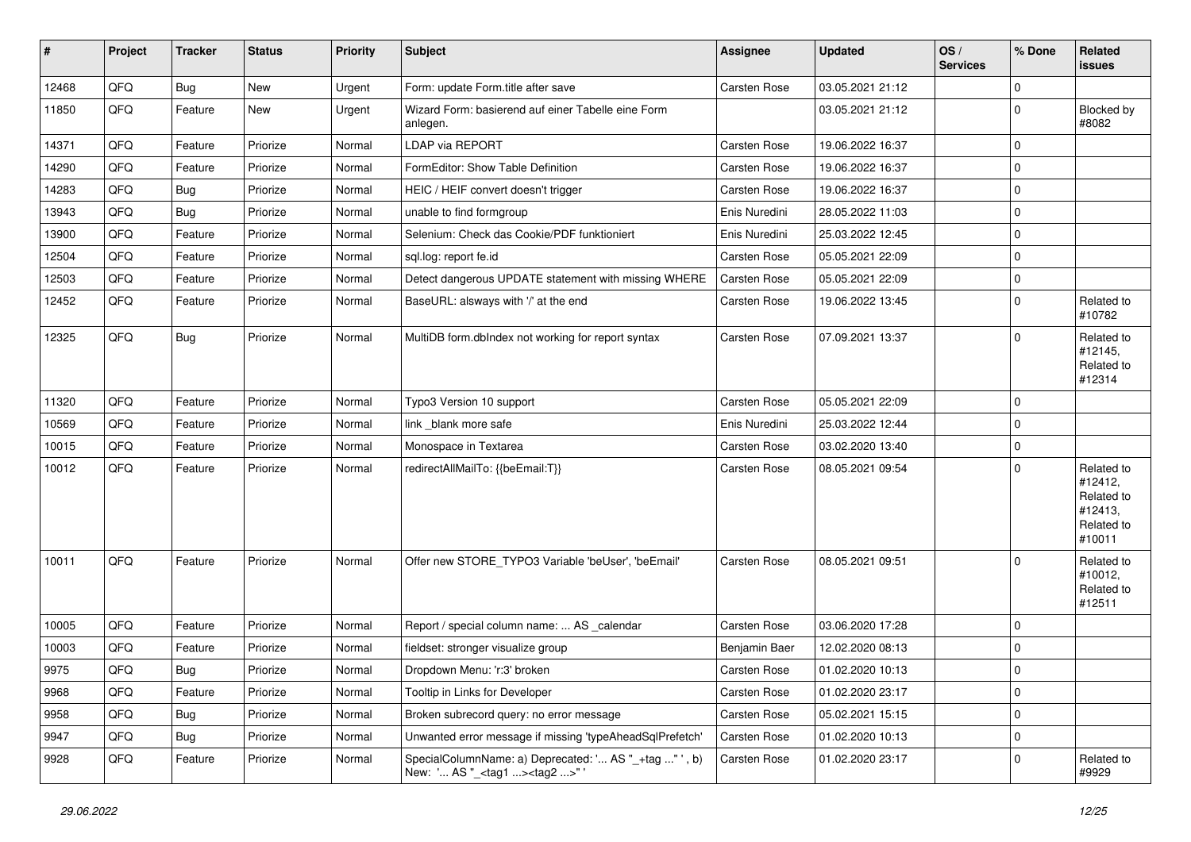| # | Project | Tracker | Status | Priority | Subject | Assignee | Updated | OS / Services | % Done | Related issues |
|---|---|---|---|---|---|---|---|---|---|---|
| 12468 | QFQ | Bug | New | Urgent | Form: update Form.title after save | Carsten Rose | 03.05.2021 21:12 | | 0 | |
| 11850 | QFQ | Feature | New | Urgent | Wizard Form: basierend auf einer Tabelle eine Form anlegen. | | 03.05.2021 21:12 | | 0 | Blocked by #8082 |
| 14371 | QFQ | Feature | Priorize | Normal | LDAP via REPORT | Carsten Rose | 19.06.2022 16:37 | | 0 | |
| 14290 | QFQ | Feature | Priorize | Normal | FormEditor: Show Table Definition | Carsten Rose | 19.06.2022 16:37 | | 0 | |
| 14283 | QFQ | Bug | Priorize | Normal | HEIC / HEIF convert doesn't trigger | Carsten Rose | 19.06.2022 16:37 | | 0 | |
| 13943 | QFQ | Bug | Priorize | Normal | unable to find formgroup | Enis Nuredini | 28.05.2022 11:03 | | 0 | |
| 13900 | QFQ | Feature | Priorize | Normal | Selenium: Check das Cookie/PDF funktioniert | Enis Nuredini | 25.03.2022 12:45 | | 0 | |
| 12504 | QFQ | Feature | Priorize | Normal | sql.log: report fe.id | Carsten Rose | 05.05.2021 22:09 | | 0 | |
| 12503 | QFQ | Feature | Priorize | Normal | Detect dangerous UPDATE statement with missing WHERE | Carsten Rose | 05.05.2021 22:09 | | 0 | |
| 12452 | QFQ | Feature | Priorize | Normal | BaseURL: alsways with '/' at the end | Carsten Rose | 19.06.2022 13:45 | | 0 | Related to #10782 |
| 12325 | QFQ | Bug | Priorize | Normal | MultiDB form.dbIndex not working for report syntax | Carsten Rose | 07.09.2021 13:37 | | 0 | Related to #12145, Related to #12314 |
| 11320 | QFQ | Feature | Priorize | Normal | Typo3 Version 10 support | Carsten Rose | 05.05.2021 22:09 | | 0 | |
| 10569 | QFQ | Feature | Priorize | Normal | link _blank more safe | Enis Nuredini | 25.03.2022 12:44 | | 0 | |
| 10015 | QFQ | Feature | Priorize | Normal | Monospace in Textarea | Carsten Rose | 03.02.2020 13:40 | | 0 | |
| 10012 | QFQ | Feature | Priorize | Normal | redirectAllMailTo: {{beEmail:T}} | Carsten Rose | 08.05.2021 09:54 | | 0 | Related to #12412, Related to #12413, Related to #10011 |
| 10011 | QFQ | Feature | Priorize | Normal | Offer new STORE_TYPO3 Variable 'beUser', 'beEmail' | Carsten Rose | 08.05.2021 09:51 | | 0 | Related to #10012, Related to #12511 |
| 10005 | QFQ | Feature | Priorize | Normal | Report / special column name: ... AS _calendar | Carsten Rose | 03.06.2020 17:28 | | 0 | |
| 10003 | QFQ | Feature | Priorize | Normal | fieldset: stronger visualize group | Benjamin Baer | 12.02.2020 08:13 | | 0 | |
| 9975 | QFQ | Bug | Priorize | Normal | Dropdown Menu: 'r:3' broken | Carsten Rose | 01.02.2020 10:13 | | 0 | |
| 9968 | QFQ | Feature | Priorize | Normal | Tooltip in Links for Developer | Carsten Rose | 01.02.2020 23:17 | | 0 | |
| 9958 | QFQ | Bug | Priorize | Normal | Broken subrecord query: no error message | Carsten Rose | 05.02.2021 15:15 | | 0 | |
| 9947 | QFQ | Bug | Priorize | Normal | Unwanted error message if missing 'typeAheadSqlPrefetch' | Carsten Rose | 01.02.2020 10:13 | | 0 | |
| 9928 | QFQ | Feature | Priorize | Normal | SpecialColumnName: a) Deprecated: '... AS "_+tag ..." ', b) New: '... AS "_<tag1 ...><tag2 ...>" ' | Carsten Rose | 01.02.2020 23:17 | | 0 | Related to #9929 |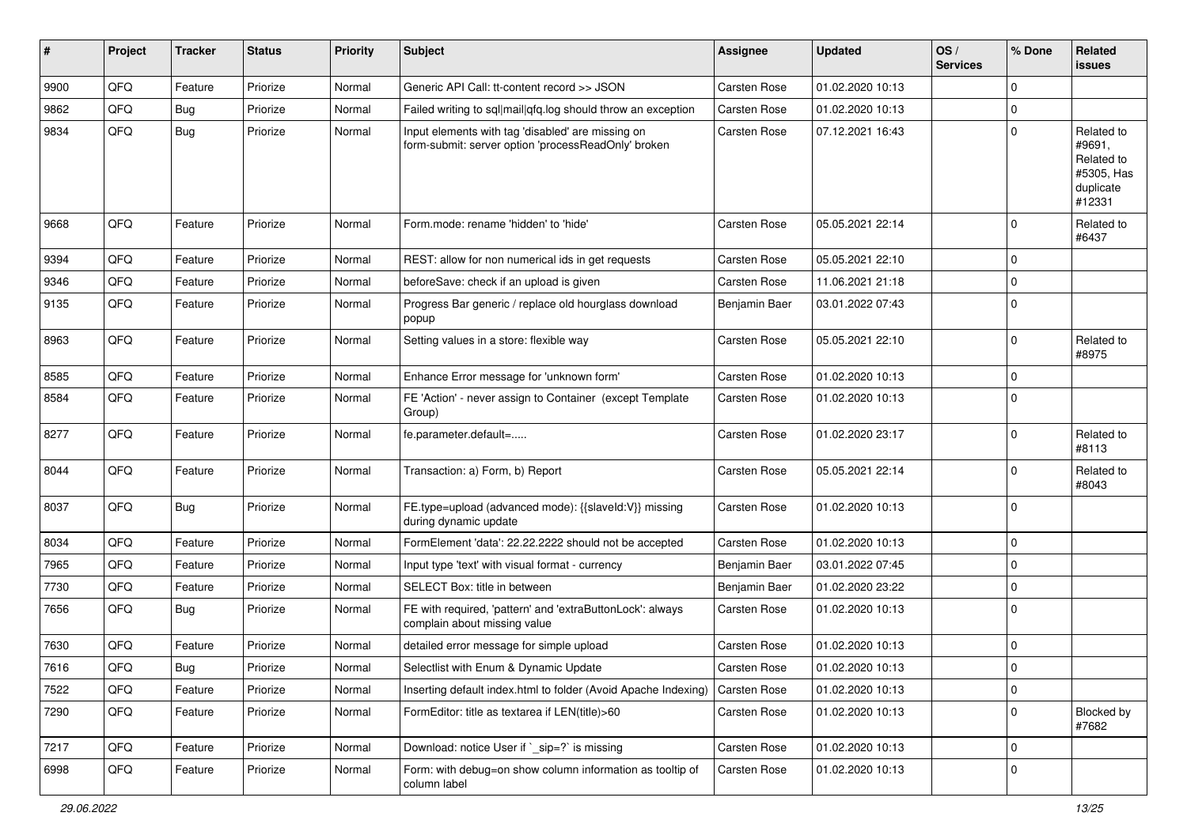| # | Project | Tracker | Status | Priority | Subject | Assignee | Updated | OS / Services | % Done | Related issues |
|---|---|---|---|---|---|---|---|---|---|---|
| 9900 | QFQ | Feature | Priorize | Normal | Generic API Call: tt-content record >> JSON | Carsten Rose | 01.02.2020 10:13 | | 0 | |
| 9862 | QFQ | Bug | Priorize | Normal | Failed writing to sql|mail|qfq.log should throw an exception | Carsten Rose | 01.02.2020 10:13 | | 0 | |
| 9834 | QFQ | Bug | Priorize | Normal | Input elements with tag 'disabled' are missing on form-submit: server option 'processReadOnly' broken | Carsten Rose | 07.12.2021 16:43 | | 0 | Related to #9691, Related to #5305, Has duplicate #12331 |
| 9668 | QFQ | Feature | Priorize | Normal | Form.mode: rename 'hidden' to 'hide' | Carsten Rose | 05.05.2021 22:14 | | 0 | Related to #6437 |
| 9394 | QFQ | Feature | Priorize | Normal | REST: allow for non numerical ids in get requests | Carsten Rose | 05.05.2021 22:10 | | 0 | |
| 9346 | QFQ | Feature | Priorize | Normal | beforeSave: check if an upload is given | Carsten Rose | 11.06.2021 21:18 | | 0 | |
| 9135 | QFQ | Feature | Priorize | Normal | Progress Bar generic / replace old hourglass download popup | Benjamin Baer | 03.01.2022 07:43 | | 0 | |
| 8963 | QFQ | Feature | Priorize | Normal | Setting values in a store: flexible way | Carsten Rose | 05.05.2021 22:10 | | 0 | Related to #8975 |
| 8585 | QFQ | Feature | Priorize | Normal | Enhance Error message for 'unknown form' | Carsten Rose | 01.02.2020 10:13 | | 0 | |
| 8584 | QFQ | Feature | Priorize | Normal | FE 'Action' - never assign to Container (except Template Group) | Carsten Rose | 01.02.2020 10:13 | | 0 | |
| 8277 | QFQ | Feature | Priorize | Normal | fe.parameter.default=..... | Carsten Rose | 01.02.2020 23:17 | | 0 | Related to #8113 |
| 8044 | QFQ | Feature | Priorize | Normal | Transaction: a) Form, b) Report | Carsten Rose | 05.05.2021 22:14 | | 0 | Related to #8043 |
| 8037 | QFQ | Bug | Priorize | Normal | FE.type=upload (advanced mode): {{slaveId:V}} missing during dynamic update | Carsten Rose | 01.02.2020 10:13 | | 0 | |
| 8034 | QFQ | Feature | Priorize | Normal | FormElement 'data': 22.22.2222 should not be accepted | Carsten Rose | 01.02.2020 10:13 | | 0 | |
| 7965 | QFQ | Feature | Priorize | Normal | Input type 'text' with visual format - currency | Benjamin Baer | 03.01.2022 07:45 | | 0 | |
| 7730 | QFQ | Feature | Priorize | Normal | SELECT Box: title in between | Benjamin Baer | 01.02.2020 23:22 | | 0 | |
| 7656 | QFQ | Bug | Priorize | Normal | FE with required, 'pattern' and 'extraButtonLock': always complain about missing value | Carsten Rose | 01.02.2020 10:13 | | 0 | |
| 7630 | QFQ | Feature | Priorize | Normal | detailed error message for simple upload | Carsten Rose | 01.02.2020 10:13 | | 0 | |
| 7616 | QFQ | Bug | Priorize | Normal | Selectlist with Enum & Dynamic Update | Carsten Rose | 01.02.2020 10:13 | | 0 | |
| 7522 | QFQ | Feature | Priorize | Normal | Inserting default index.html to folder (Avoid Apache Indexing) | Carsten Rose | 01.02.2020 10:13 | | 0 | |
| 7290 | QFQ | Feature | Priorize | Normal | FormEditor: title as textarea if LEN(title)>60 | Carsten Rose | 01.02.2020 10:13 | | 0 | Blocked by #7682 |
| 7217 | QFQ | Feature | Priorize | Normal | Download: notice User if `_sip=?` is missing | Carsten Rose | 01.02.2020 10:13 | | 0 | |
| 6998 | QFQ | Feature | Priorize | Normal | Form: with debug=on show column information as tooltip of column label | Carsten Rose | 01.02.2020 10:13 | | 0 | |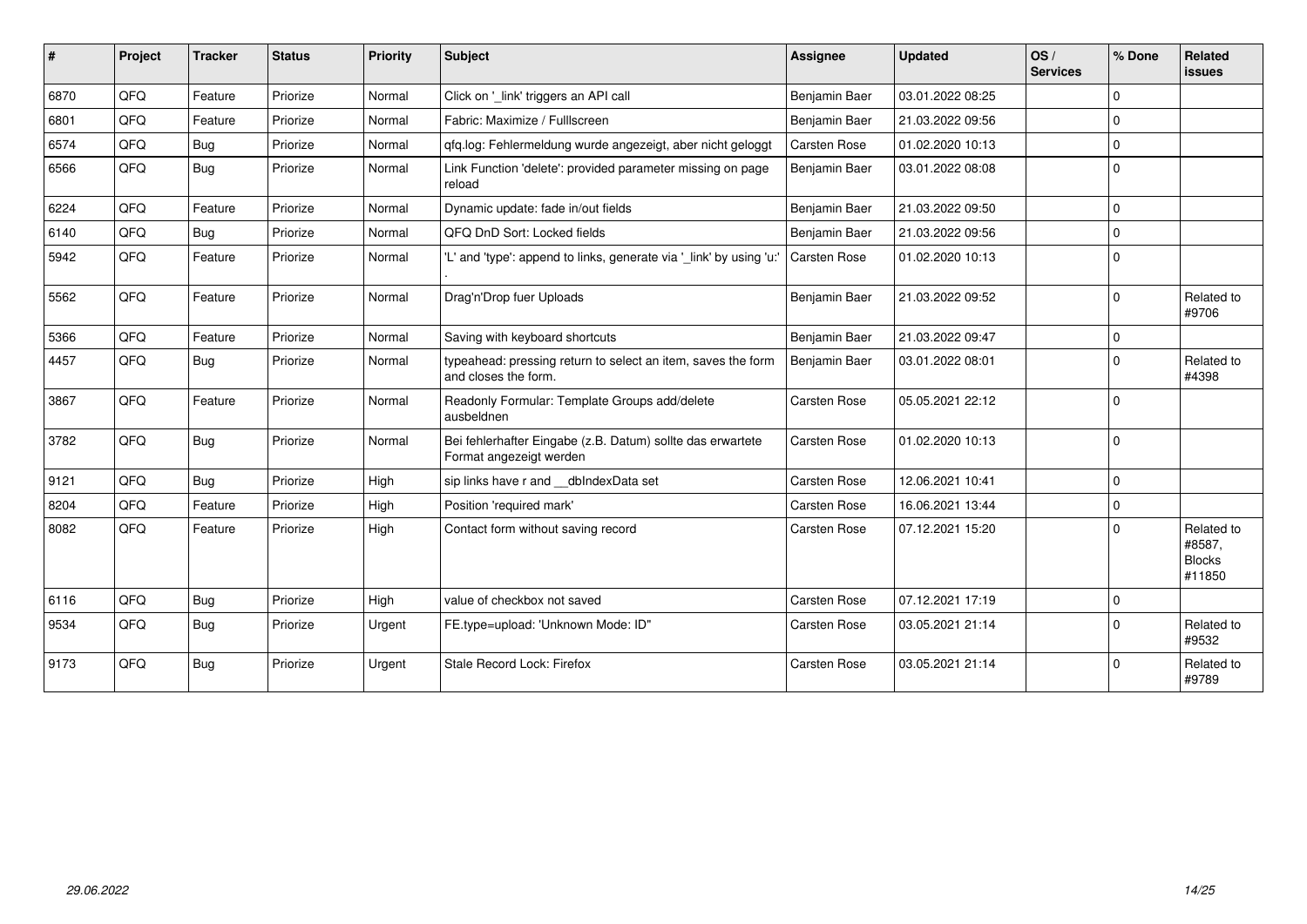| # | Project | Tracker | Status | Priority | Subject | Assignee | Updated | OS / Services | % Done | Related issues |
|---|---|---|---|---|---|---|---|---|---|---|
| 6870 | QFQ | Feature | Priorize | Normal | Click on '_link' triggers an API call | Benjamin Baer | 03.01.2022 08:25 | | 0 | |
| 6801 | QFQ | Feature | Priorize | Normal | Fabric: Maximize / Fulllscreen | Benjamin Baer | 21.03.2022 09:56 | | 0 | |
| 6574 | QFQ | Bug | Priorize | Normal | qfq.log: Fehlermeldung wurde angezeigt, aber nicht geloggt | Carsten Rose | 01.02.2020 10:13 | | 0 | |
| 6566 | QFQ | Bug | Priorize | Normal | Link Function 'delete': provided parameter missing on page reload | Benjamin Baer | 03.01.2022 08:08 | | 0 | |
| 6224 | QFQ | Feature | Priorize | Normal | Dynamic update: fade in/out fields | Benjamin Baer | 21.03.2022 09:50 | | 0 | |
| 6140 | QFQ | Bug | Priorize | Normal | QFQ DnD Sort: Locked fields | Benjamin Baer | 21.03.2022 09:56 | | 0 | |
| 5942 | QFQ | Feature | Priorize | Normal | 'L' and 'type': append to links, generate via '_link' by using 'u:' . | Carsten Rose | 01.02.2020 10:13 | | 0 | |
| 5562 | QFQ | Feature | Priorize | Normal | Drag'n'Drop fuer Uploads | Benjamin Baer | 21.03.2022 09:52 | | 0 | Related to #9706 |
| 5366 | QFQ | Feature | Priorize | Normal | Saving with keyboard shortcuts | Benjamin Baer | 21.03.2022 09:47 | | 0 | |
| 4457 | QFQ | Bug | Priorize | Normal | typeahead: pressing return to select an item, saves the form and closes the form. | Benjamin Baer | 03.01.2022 08:01 | | 0 | Related to #4398 |
| 3867 | QFQ | Feature | Priorize | Normal | Readonly Formular: Template Groups add/delete ausbeldnen | Carsten Rose | 05.05.2021 22:12 | | 0 | |
| 3782 | QFQ | Bug | Priorize | Normal | Bei fehlerhafter Eingabe (z.B. Datum) sollte das erwartete Format angezeigt werden | Carsten Rose | 01.02.2020 10:13 | | 0 | |
| 9121 | QFQ | Bug | Priorize | High | sip links have r and __dbIndexData set | Carsten Rose | 12.06.2021 10:41 | | 0 | |
| 8204 | QFQ | Feature | Priorize | High | Position 'required mark' | Carsten Rose | 16.06.2021 13:44 | | 0 | |
| 8082 | QFQ | Feature | Priorize | High | Contact form without saving record | Carsten Rose | 07.12.2021 15:20 | | 0 | Related to #8587, Blocks #11850 |
| 6116 | QFQ | Bug | Priorize | High | value of checkbox not saved | Carsten Rose | 07.12.2021 17:19 | | 0 | |
| 9534 | QFQ | Bug | Priorize | Urgent | FE.type=upload: 'Unknown Mode: ID" | Carsten Rose | 03.05.2021 21:14 | | 0 | Related to #9532 |
| 9173 | QFQ | Bug | Priorize | Urgent | Stale Record Lock: Firefox | Carsten Rose | 03.05.2021 21:14 | | 0 | Related to #9789 |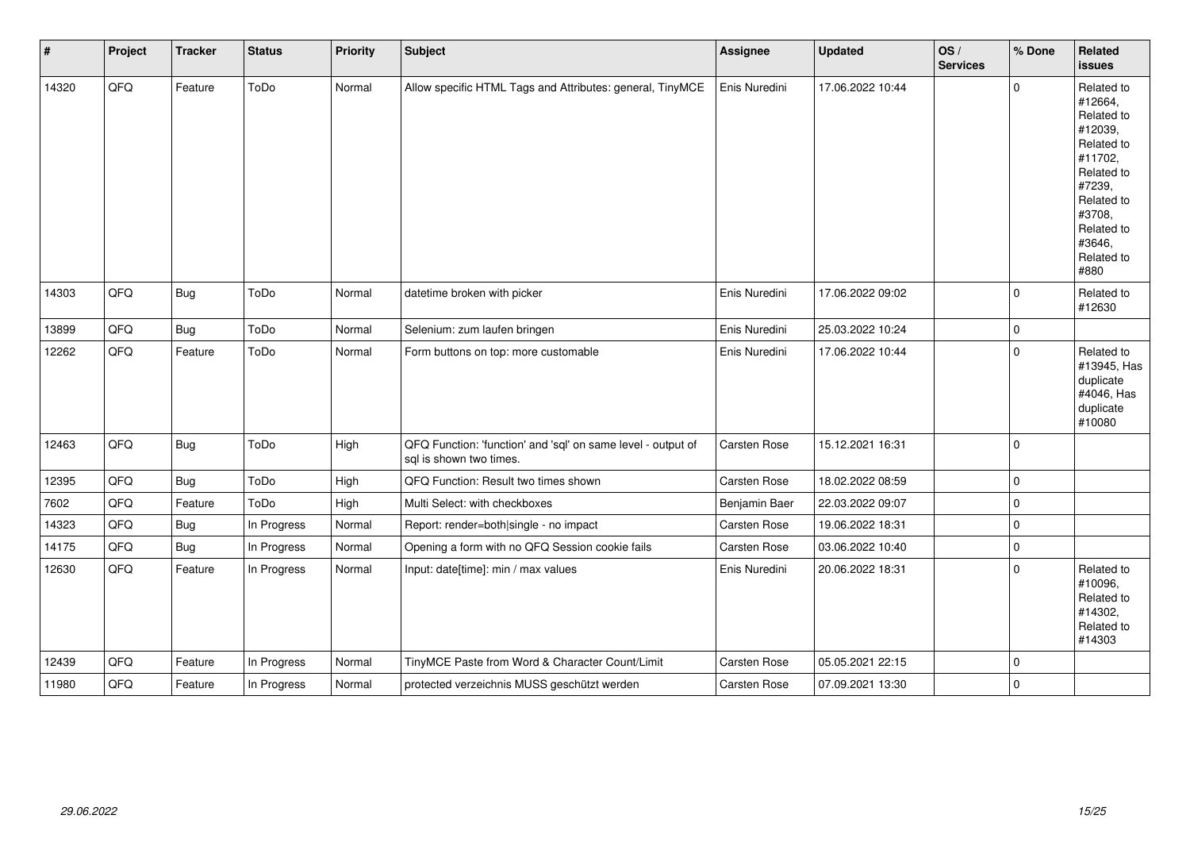| # | Project | Tracker | Status | Priority | Subject | Assignee | Updated | OS / Services | % Done | Related issues |
|---|---|---|---|---|---|---|---|---|---|---|
| 14320 | QFQ | Feature | ToDo | Normal | Allow specific HTML Tags and Attributes: general, TinyMCE | Enis Nuredini | 17.06.2022 10:44 | | 0 | Related to #12664, Related to #12039, Related to #11702, Related to #7239, Related to #3708, Related to #3646, Related to #880 |
| 14303 | QFQ | Bug | ToDo | Normal | datetime broken with picker | Enis Nuredini | 17.06.2022 09:02 | | 0 | Related to #12630 |
| 13899 | QFQ | Bug | ToDo | Normal | Selenium: zum laufen bringen | Enis Nuredini | 25.03.2022 10:24 | | 0 | |
| 12262 | QFQ | Feature | ToDo | Normal | Form buttons on top: more customable | Enis Nuredini | 17.06.2022 10:44 | | 0 | Related to #13945, Has duplicate #4046, Has duplicate #10080 |
| 12463 | QFQ | Bug | ToDo | High | QFQ Function: 'function' and 'sql' on same level - output of sql is shown two times. | Carsten Rose | 15.12.2021 16:31 | | 0 | |
| 12395 | QFQ | Bug | ToDo | High | QFQ Function: Result two times shown | Carsten Rose | 18.02.2022 08:59 | | 0 | |
| 7602 | QFQ | Feature | ToDo | High | Multi Select: with checkboxes | Benjamin Baer | 22.03.2022 09:07 | | 0 | |
| 14323 | QFQ | Bug | In Progress | Normal | Report: render=both|single - no impact | Carsten Rose | 19.06.2022 18:31 | | 0 | |
| 14175 | QFQ | Bug | In Progress | Normal | Opening a form with no QFQ Session cookie fails | Carsten Rose | 03.06.2022 10:40 | | 0 | |
| 12630 | QFQ | Feature | In Progress | Normal | Input: date[time]: min / max values | Enis Nuredini | 20.06.2022 18:31 | | 0 | Related to #10096, Related to #14302, Related to #14303 |
| 12439 | QFQ | Feature | In Progress | Normal | TinyMCE Paste from Word & Character Count/Limit | Carsten Rose | 05.05.2021 22:15 | | 0 | |
| 11980 | QFQ | Feature | In Progress | Normal | protected verzeichnis MUSS geschützt werden | Carsten Rose | 07.09.2021 13:30 | | 0 | |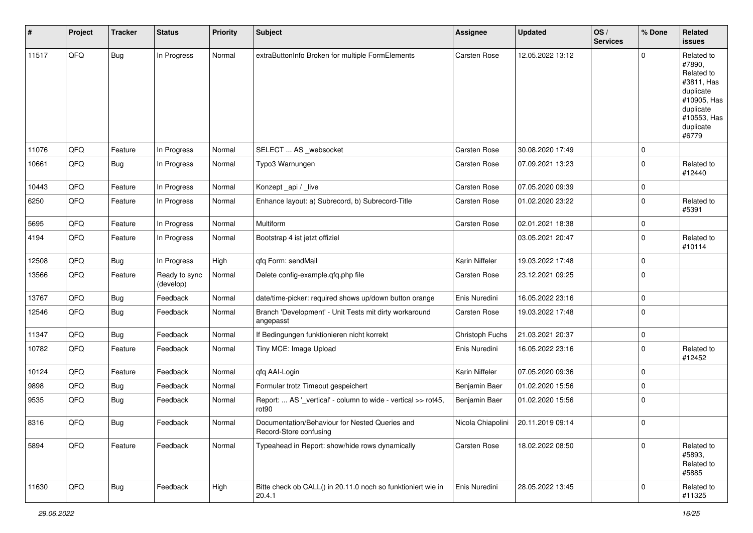| # | Project | Tracker | Status | Priority | Subject | Assignee | Updated | OS / Services | % Done | Related issues |
|---|---|---|---|---|---|---|---|---|---|---|
| 11517 | QFQ | Bug | In Progress | Normal | extraButtonInfo Broken for multiple FormElements | Carsten Rose | 12.05.2022 13:12 | | 0 | Related to #7890, Related to #3811, Has duplicate #10905, Has duplicate #10553, Has duplicate #6779 |
| 11076 | QFQ | Feature | In Progress | Normal | SELECT ... AS _websocket | Carsten Rose | 30.08.2020 17:49 | | 0 | |
| 10661 | QFQ | Bug | In Progress | Normal | Typo3 Warnungen | Carsten Rose | 07.09.2021 13:23 | | 0 | Related to #12440 |
| 10443 | QFQ | Feature | In Progress | Normal | Konzept _api / _live | Carsten Rose | 07.05.2020 09:39 | | 0 | |
| 6250 | QFQ | Feature | In Progress | Normal | Enhance layout: a) Subrecord, b) Subrecord-Title | Carsten Rose | 01.02.2020 23:22 | | 0 | Related to #5391 |
| 5695 | QFQ | Feature | In Progress | Normal | Multiform | Carsten Rose | 02.01.2021 18:38 | | 0 | |
| 4194 | QFQ | Feature | In Progress | Normal | Bootstrap 4 ist jetzt offiziel | | 03.05.2021 20:47 | | 0 | Related to #10114 |
| 12508 | QFQ | Bug | In Progress | High | qfq Form: sendMail | Karin Niffeler | 19.03.2022 17:48 | | 0 | |
| 13566 | QFQ | Feature | Ready to sync (develop) | Normal | Delete config-example.qfq.php file | Carsten Rose | 23.12.2021 09:25 | | 0 | |
| 13767 | QFQ | Bug | Feedback | Normal | date/time-picker: required shows up/down button orange | Enis Nuredini | 16.05.2022 23:16 | | 0 | |
| 12546 | QFQ | Bug | Feedback | Normal | Branch 'Development' - Unit Tests mit dirty workaround angepasst | Carsten Rose | 19.03.2022 17:48 | | 0 | |
| 11347 | QFQ | Bug | Feedback | Normal | If Bedingungen funktionieren nicht korrekt | Christoph Fuchs | 21.03.2021 20:37 | | 0 | |
| 10782 | QFQ | Feature | Feedback | Normal | Tiny MCE: Image Upload | Enis Nuredini | 16.05.2022 23:16 | | 0 | Related to #12452 |
| 10124 | QFQ | Feature | Feedback | Normal | qfq AAI-Login | Karin Niffeler | 07.05.2020 09:36 | | 0 | |
| 9898 | QFQ | Bug | Feedback | Normal | Formular trotz Timeout gespeichert | Benjamin Baer | 01.02.2020 15:56 | | 0 | |
| 9535 | QFQ | Bug | Feedback | Normal | Report: ... AS '_vertical' - column to wide - vertical >> rot45, rot90 | Benjamin Baer | 01.02.2020 15:56 | | 0 | |
| 8316 | QFQ | Bug | Feedback | Normal | Documentation/Behaviour for Nested Queries and Record-Store confusing | Nicola Chiapolini | 20.11.2019 09:14 | | 0 | |
| 5894 | QFQ | Feature | Feedback | Normal | Typeahead in Report: show/hide rows dynamically | Carsten Rose | 18.02.2022 08:50 | | 0 | Related to #5893, Related to #5885 |
| 11630 | QFQ | Bug | Feedback | High | Bitte check ob CALL() in 20.11.0 noch so funktioniert wie in 20.4.1 | Enis Nuredini | 28.05.2022 13:45 | | 0 | Related to #11325 |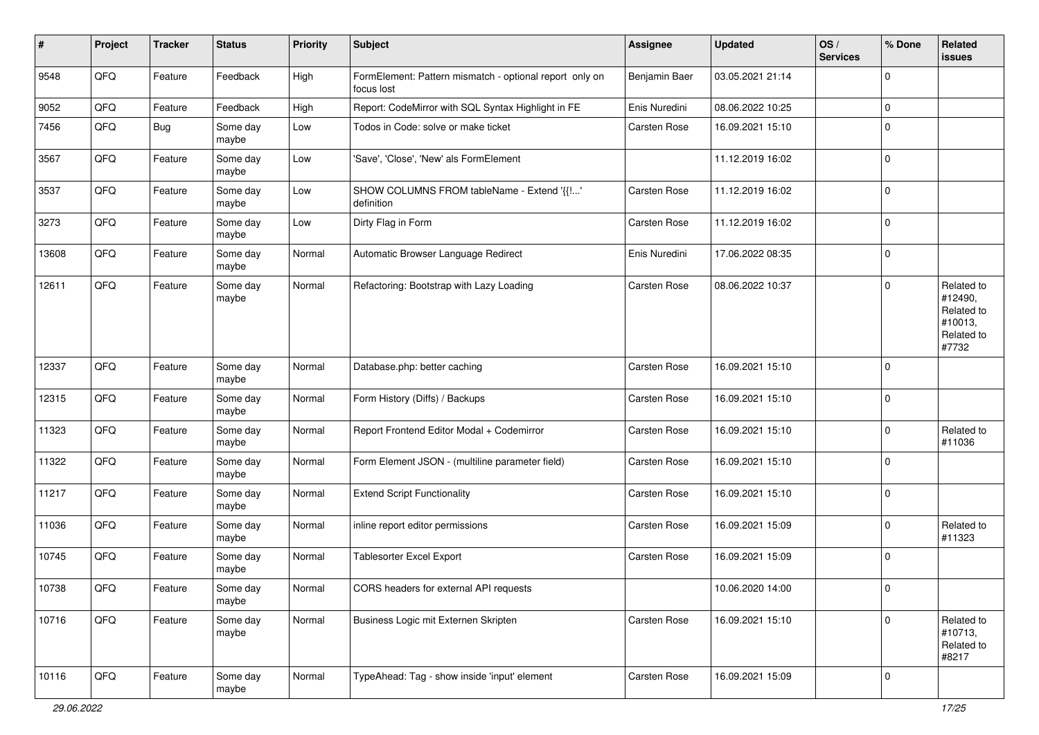| # | Project | Tracker | Status | Priority | Subject | Assignee | Updated | OS / Services | % Done | Related issues |
|---|---|---|---|---|---|---|---|---|---|---|
| 9548 | QFQ | Feature | Feedback | High | FormElement: Pattern mismatch - optional report only on focus lost | Benjamin Baer | 03.05.2021 21:14 | | 0 | |
| 9052 | QFQ | Feature | Feedback | High | Report: CodeMirror with SQL Syntax Highlight in FE | Enis Nuredini | 08.06.2022 10:25 | | 0 | |
| 7456 | QFQ | Bug | Some day maybe | Low | Todos in Code: solve or make ticket | Carsten Rose | 16.09.2021 15:10 | | 0 | |
| 3567 | QFQ | Feature | Some day maybe | Low | 'Save', 'Close', 'New' als FormElement | | 11.12.2019 16:02 | | 0 | |
| 3537 | QFQ | Feature | Some day maybe | Low | SHOW COLUMNS FROM tableName - Extend '{{!...' definition | Carsten Rose | 11.12.2019 16:02 | | 0 | |
| 3273 | QFQ | Feature | Some day maybe | Low | Dirty Flag in Form | Carsten Rose | 11.12.2019 16:02 | | 0 | |
| 13608 | QFQ | Feature | Some day maybe | Normal | Automatic Browser Language Redirect | Enis Nuredini | 17.06.2022 08:35 | | 0 | |
| 12611 | QFQ | Feature | Some day maybe | Normal | Refactoring: Bootstrap with Lazy Loading | Carsten Rose | 08.06.2022 10:37 | | 0 | Related to #12490, Related to #10013, Related to #7732 |
| 12337 | QFQ | Feature | Some day maybe | Normal | Database.php: better caching | Carsten Rose | 16.09.2021 15:10 | | 0 | |
| 12315 | QFQ | Feature | Some day maybe | Normal | Form History (Diffs) / Backups | Carsten Rose | 16.09.2021 15:10 | | 0 | |
| 11323 | QFQ | Feature | Some day maybe | Normal | Report Frontend Editor Modal + Codemirror | Carsten Rose | 16.09.2021 15:10 | | 0 | Related to #11036 |
| 11322 | QFQ | Feature | Some day maybe | Normal | Form Element JSON - (multiline parameter field) | Carsten Rose | 16.09.2021 15:10 | | 0 | |
| 11217 | QFQ | Feature | Some day maybe | Normal | Extend Script Functionality | Carsten Rose | 16.09.2021 15:10 | | 0 | |
| 11036 | QFQ | Feature | Some day maybe | Normal | inline report editor permissions | Carsten Rose | 16.09.2021 15:09 | | 0 | Related to #11323 |
| 10745 | QFQ | Feature | Some day maybe | Normal | Tablesorter Excel Export | Carsten Rose | 16.09.2021 15:09 | | 0 | |
| 10738 | QFQ | Feature | Some day maybe | Normal | CORS headers for external API requests | | 10.06.2020 14:00 | | 0 | |
| 10716 | QFQ | Feature | Some day maybe | Normal | Business Logic mit Externen Skripten | Carsten Rose | 16.09.2021 15:10 | | 0 | Related to #10713, Related to #8217 |
| 10116 | QFQ | Feature | Some day maybe | Normal | TypeAhead: Tag - show inside 'input' element | Carsten Rose | 16.09.2021 15:09 | | 0 | |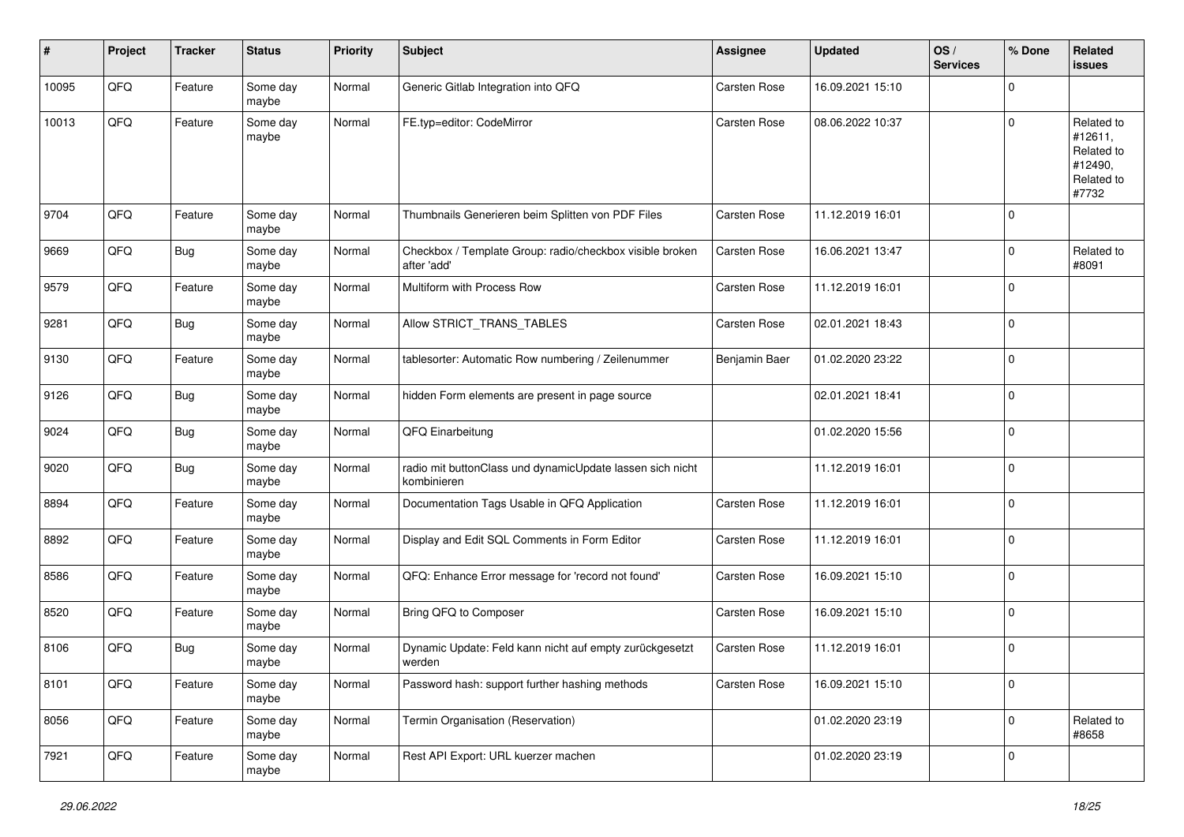| # | Project | Tracker | Status | Priority | Subject | Assignee | Updated | OS / Services | % Done | Related issues |
|---|---|---|---|---|---|---|---|---|---|---|
| 10095 | QFQ | Feature | Some day maybe | Normal | Generic Gitlab Integration into QFQ | Carsten Rose | 16.09.2021 15:10 | | 0 | |
| 10013 | QFQ | Feature | Some day maybe | Normal | FE.typ=editor: CodeMirror | Carsten Rose | 08.06.2022 10:37 | | 0 | Related to #12611, Related to #12490, Related to #7732 |
| 9704 | QFQ | Feature | Some day maybe | Normal | Thumbnails Generieren beim Splitten von PDF Files | Carsten Rose | 11.12.2019 16:01 | | 0 | |
| 9669 | QFQ | Bug | Some day maybe | Normal | Checkbox / Template Group: radio/checkbox visible broken after 'add' | Carsten Rose | 16.06.2021 13:47 | | 0 | Related to #8091 |
| 9579 | QFQ | Feature | Some day maybe | Normal | Multiform with Process Row | Carsten Rose | 11.12.2019 16:01 | | 0 | |
| 9281 | QFQ | Bug | Some day maybe | Normal | Allow STRICT_TRANS_TABLES | Carsten Rose | 02.01.2021 18:43 | | 0 | |
| 9130 | QFQ | Feature | Some day maybe | Normal | tablesorter: Automatic Row numbering / Zeilenummer | Benjamin Baer | 01.02.2020 23:22 | | 0 | |
| 9126 | QFQ | Bug | Some day maybe | Normal | hidden Form elements are present in page source | | 02.01.2021 18:41 | | 0 | |
| 9024 | QFQ | Bug | Some day maybe | Normal | QFQ Einarbeitung | | 01.02.2020 15:56 | | 0 | |
| 9020 | QFQ | Bug | Some day maybe | Normal | radio mit buttonClass und dynamicUpdate lassen sich nicht kombinieren | | 11.12.2019 16:01 | | 0 | |
| 8894 | QFQ | Feature | Some day maybe | Normal | Documentation Tags Usable in QFQ Application | Carsten Rose | 11.12.2019 16:01 | | 0 | |
| 8892 | QFQ | Feature | Some day maybe | Normal | Display and Edit SQL Comments in Form Editor | Carsten Rose | 11.12.2019 16:01 | | 0 | |
| 8586 | QFQ | Feature | Some day maybe | Normal | QFQ: Enhance Error message for 'record not found' | Carsten Rose | 16.09.2021 15:10 | | 0 | |
| 8520 | QFQ | Feature | Some day maybe | Normal | Bring QFQ to Composer | Carsten Rose | 16.09.2021 15:10 | | 0 | |
| 8106 | QFQ | Bug | Some day maybe | Normal | Dynamic Update: Feld kann nicht auf empty zurückgesetzt werden | Carsten Rose | 11.12.2019 16:01 | | 0 | |
| 8101 | QFQ | Feature | Some day maybe | Normal | Password hash: support further hashing methods | Carsten Rose | 16.09.2021 15:10 | | 0 | |
| 8056 | QFQ | Feature | Some day maybe | Normal | Termin Organisation (Reservation) | | 01.02.2020 23:19 | | 0 | Related to #8658 |
| 7921 | QFQ | Feature | Some day maybe | Normal | Rest API Export: URL kuerzer machen | | 01.02.2020 23:19 | | 0 | |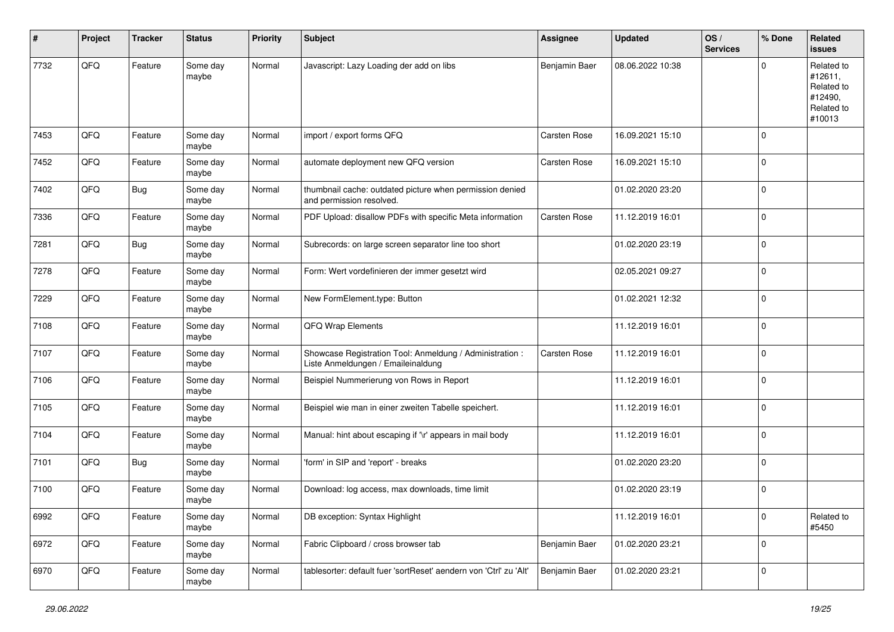| # | Project | Tracker | Status | Priority | Subject | Assignee | Updated | OS / Services | % Done | Related issues |
|---|---|---|---|---|---|---|---|---|---|---|
| 7732 | QFQ | Feature | Some day maybe | Normal | Javascript: Lazy Loading der add on libs | Benjamin Baer | 08.06.2022 10:38 | | 0 | Related to #12611, Related to #12490, Related to #10013 |
| 7453 | QFQ | Feature | Some day maybe | Normal | import / export forms QFQ | Carsten Rose | 16.09.2021 15:10 | | 0 | |
| 7452 | QFQ | Feature | Some day maybe | Normal | automate deployment new QFQ version | Carsten Rose | 16.09.2021 15:10 | | 0 | |
| 7402 | QFQ | Bug | Some day maybe | Normal | thumbnail cache: outdated picture when permission denied and permission resolved. | | 01.02.2020 23:20 | | 0 | |
| 7336 | QFQ | Feature | Some day maybe | Normal | PDF Upload: disallow PDFs with specific Meta information | Carsten Rose | 11.12.2019 16:01 | | 0 | |
| 7281 | QFQ | Bug | Some day maybe | Normal | Subrecords: on large screen separator line too short | | 01.02.2020 23:19 | | 0 | |
| 7278 | QFQ | Feature | Some day maybe | Normal | Form: Wert vordefinieren der immer gesetzt wird | | 02.05.2021 09:27 | | 0 | |
| 7229 | QFQ | Feature | Some day maybe | Normal | New FormElement.type: Button | | 01.02.2021 12:32 | | 0 | |
| 7108 | QFQ | Feature | Some day maybe | Normal | QFQ Wrap Elements | | 11.12.2019 16:01 | | 0 | |
| 7107 | QFQ | Feature | Some day maybe | Normal | Showcase Registration Tool: Anmeldung / Administration : Liste Anmeldungen / Emaileinaldung | Carsten Rose | 11.12.2019 16:01 | | 0 | |
| 7106 | QFQ | Feature | Some day maybe | Normal | Beispiel Nummerierung von Rows in Report | | 11.12.2019 16:01 | | 0 | |
| 7105 | QFQ | Feature | Some day maybe | Normal | Beispiel wie man in einer zweiten Tabelle speichert. | | 11.12.2019 16:01 | | 0 | |
| 7104 | QFQ | Feature | Some day maybe | Normal | Manual: hint about escaping if '\r' appears in mail body | | 11.12.2019 16:01 | | 0 | |
| 7101 | QFQ | Bug | Some day maybe | Normal | 'form' in SIP and 'report' - breaks | | 01.02.2020 23:20 | | 0 | |
| 7100 | QFQ | Feature | Some day maybe | Normal | Download: log access, max downloads, time limit | | 01.02.2020 23:19 | | 0 | |
| 6992 | QFQ | Feature | Some day maybe | Normal | DB exception: Syntax Highlight | | 11.12.2019 16:01 | | 0 | Related to #5450 |
| 6972 | QFQ | Feature | Some day maybe | Normal | Fabric Clipboard / cross browser tab | Benjamin Baer | 01.02.2020 23:21 | | 0 | |
| 6970 | QFQ | Feature | Some day maybe | Normal | tablesorter: default fuer 'sortReset' aendern von 'Ctrl' zu 'Alt' | Benjamin Baer | 01.02.2020 23:21 | | 0 | |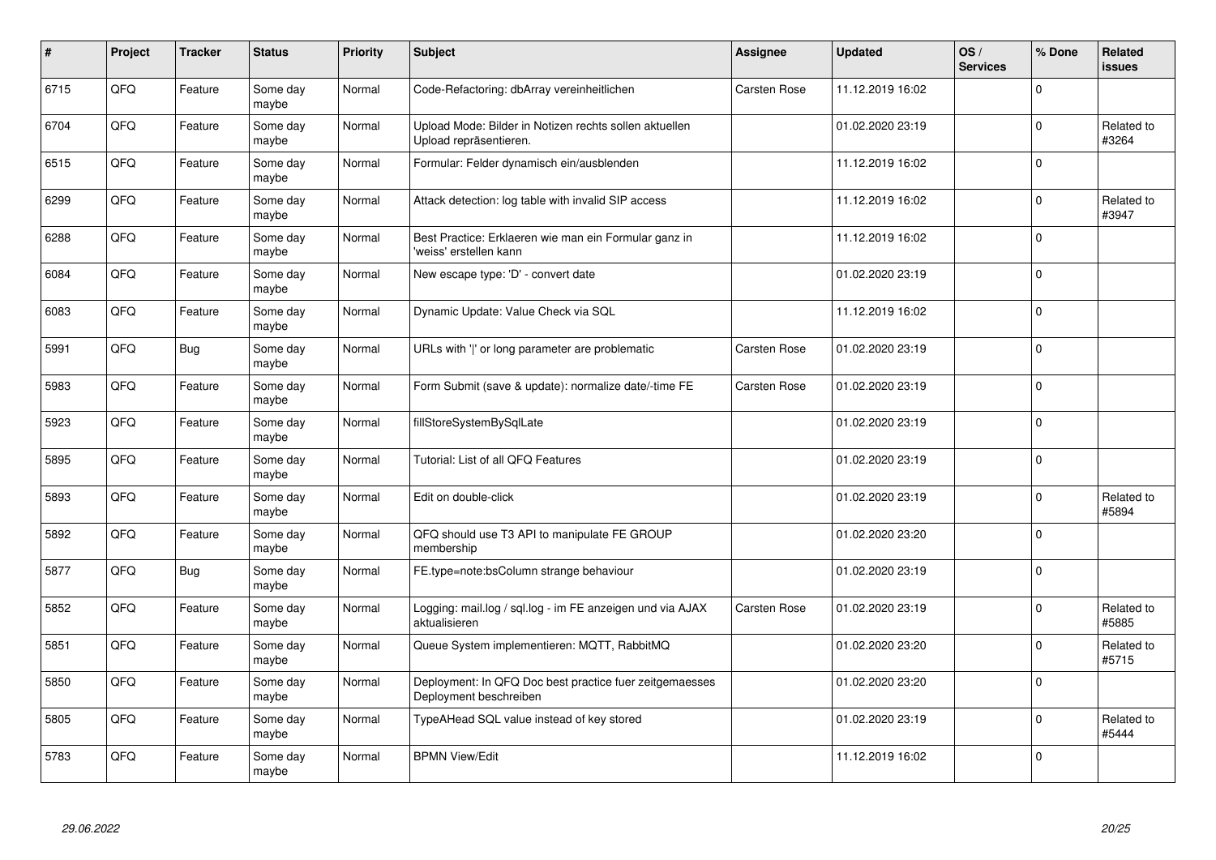| # | Project | Tracker | Status | Priority | Subject | Assignee | Updated | OS / Services | % Done | Related issues |
|---|---|---|---|---|---|---|---|---|---|---|
| 6715 | QFQ | Feature | Some day maybe | Normal | Code-Refactoring: dbArray vereinheitlichen | Carsten Rose | 11.12.2019 16:02 | | 0 | |
| 6704 | QFQ | Feature | Some day maybe | Normal | Upload Mode: Bilder in Notizen rechts sollen aktuellen Upload repräsentieren. | | 01.02.2020 23:19 | | 0 | Related to #3264 |
| 6515 | QFQ | Feature | Some day maybe | Normal | Formular: Felder dynamisch ein/ausblenden | | 11.12.2019 16:02 | | 0 | |
| 6299 | QFQ | Feature | Some day maybe | Normal | Attack detection: log table with invalid SIP access | | 11.12.2019 16:02 | | 0 | Related to #3947 |
| 6288 | QFQ | Feature | Some day maybe | Normal | Best Practice: Erklaeren wie man ein Formular ganz in 'weiss' erstellen kann | | 11.12.2019 16:02 | | 0 | |
| 6084 | QFQ | Feature | Some day maybe | Normal | New escape type: 'D' - convert date | | 01.02.2020 23:19 | | 0 | |
| 6083 | QFQ | Feature | Some day maybe | Normal | Dynamic Update: Value Check via SQL | | 11.12.2019 16:02 | | 0 | |
| 5991 | QFQ | Bug | Some day maybe | Normal | URLs with '\|' or long parameter are problematic | Carsten Rose | 01.02.2020 23:19 | | 0 | |
| 5983 | QFQ | Feature | Some day maybe | Normal | Form Submit (save & update): normalize date/-time FE | Carsten Rose | 01.02.2020 23:19 | | 0 | |
| 5923 | QFQ | Feature | Some day maybe | Normal | fillStoreSystemBySqlLate | | 01.02.2020 23:19 | | 0 | |
| 5895 | QFQ | Feature | Some day maybe | Normal | Tutorial: List of all QFQ Features | | 01.02.2020 23:19 | | 0 | |
| 5893 | QFQ | Feature | Some day maybe | Normal | Edit on double-click | | 01.02.2020 23:19 | | 0 | Related to #5894 |
| 5892 | QFQ | Feature | Some day maybe | Normal | QFQ should use T3 API to manipulate FE GROUP membership | | 01.02.2020 23:20 | | 0 | |
| 5877 | QFQ | Bug | Some day maybe | Normal | FE.type=note:bsColumn strange behaviour | | 01.02.2020 23:19 | | 0 | |
| 5852 | QFQ | Feature | Some day maybe | Normal | Logging: mail.log / sql.log - im FE anzeigen und via AJAX aktualisieren | Carsten Rose | 01.02.2020 23:19 | | 0 | Related to #5885 |
| 5851 | QFQ | Feature | Some day maybe | Normal | Queue System implementieren: MQTT, RabbitMQ | | 01.02.2020 23:20 | | 0 | Related to #5715 |
| 5850 | QFQ | Feature | Some day maybe | Normal | Deployment: In QFQ Doc best practice fuer zeitgemaesses Deployment beschreiben | | 01.02.2020 23:20 | | 0 | |
| 5805 | QFQ | Feature | Some day maybe | Normal | TypeAHead SQL value instead of key stored | | 01.02.2020 23:19 | | 0 | Related to #5444 |
| 5783 | QFQ | Feature | Some day maybe | Normal | BPMN View/Edit | | 11.12.2019 16:02 | | 0 | |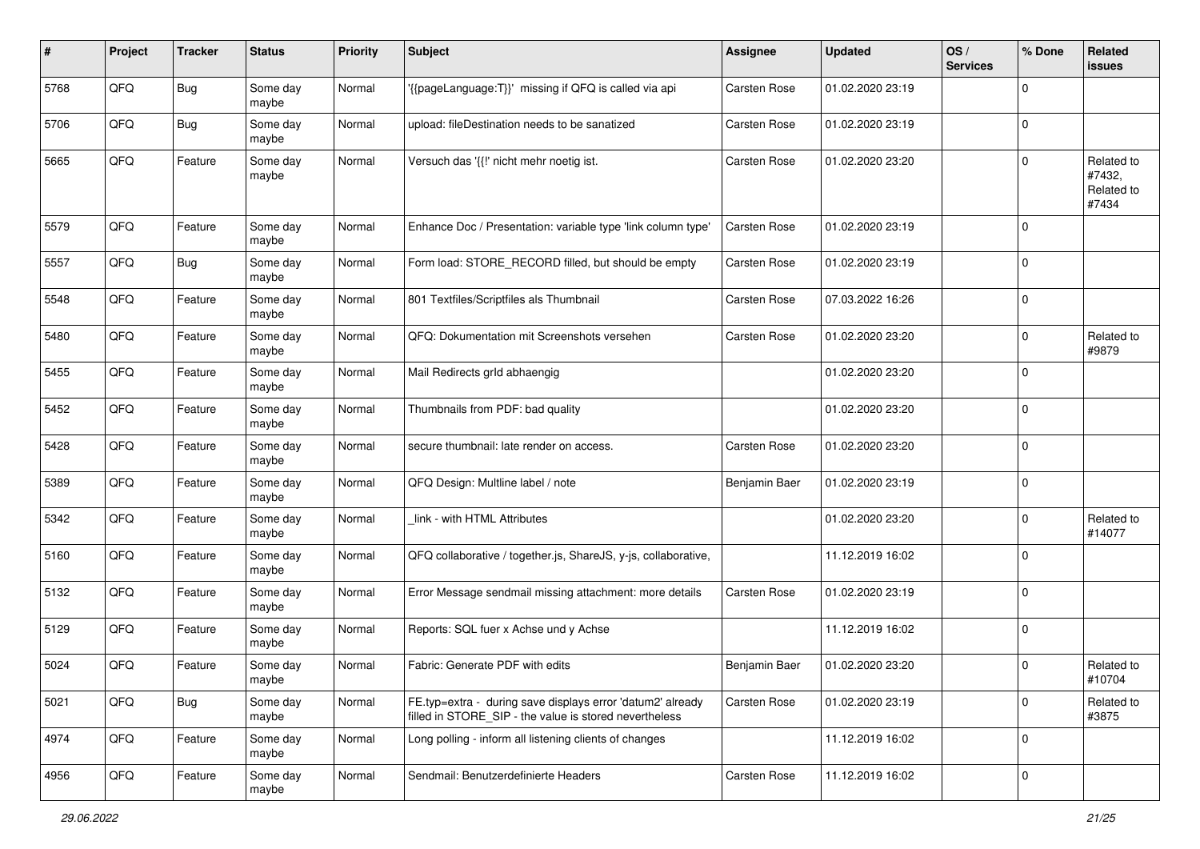| # | Project | Tracker | Status | Priority | Subject | Assignee | Updated | OS / Services | % Done | Related issues |
|---|---|---|---|---|---|---|---|---|---|---|
| 5768 | QFQ | Bug | Some day maybe | Normal | '{{pageLanguage:T}}' missing if QFQ is called via api | Carsten Rose | 01.02.2020 23:19 | | 0 | |
| 5706 | QFQ | Bug | Some day maybe | Normal | upload: fileDestination needs to be sanatized | Carsten Rose | 01.02.2020 23:19 | | 0 | |
| 5665 | QFQ | Feature | Some day maybe | Normal | Versuch das '{{!' nicht mehr noetig ist. | Carsten Rose | 01.02.2020 23:20 | | 0 | Related to #7432, Related to #7434 |
| 5579 | QFQ | Feature | Some day maybe | Normal | Enhance Doc / Presentation: variable type 'link column type' | Carsten Rose | 01.02.2020 23:19 | | 0 | |
| 5557 | QFQ | Bug | Some day maybe | Normal | Form load: STORE_RECORD filled, but should be empty | Carsten Rose | 01.02.2020 23:19 | | 0 | |
| 5548 | QFQ | Feature | Some day maybe | Normal | 801 Textfiles/Scriptfiles als Thumbnail | Carsten Rose | 07.03.2022 16:26 | | 0 | |
| 5480 | QFQ | Feature | Some day maybe | Normal | QFQ: Dokumentation mit Screenshots versehen | Carsten Rose | 01.02.2020 23:20 | | 0 | Related to #9879 |
| 5455 | QFQ | Feature | Some day maybe | Normal | Mail Redirects grId abhaengig | | 01.02.2020 23:20 | | 0 | |
| 5452 | QFQ | Feature | Some day maybe | Normal | Thumbnails from PDF: bad quality | | 01.02.2020 23:20 | | 0 | |
| 5428 | QFQ | Feature | Some day maybe | Normal | secure thumbnail: late render on access. | Carsten Rose | 01.02.2020 23:20 | | 0 | |
| 5389 | QFQ | Feature | Some day maybe | Normal | QFQ Design: Multline label / note | Benjamin Baer | 01.02.2020 23:19 | | 0 | |
| 5342 | QFQ | Feature | Some day maybe | Normal | _link - with HTML Attributes | | 01.02.2020 23:20 | | 0 | Related to #14077 |
| 5160 | QFQ | Feature | Some day maybe | Normal | QFQ collaborative / together.js, ShareJS, y-js, collaborative, | | 11.12.2019 16:02 | | 0 | |
| 5132 | QFQ | Feature | Some day maybe | Normal | Error Message sendmail missing attachment: more details | Carsten Rose | 01.02.2020 23:19 | | 0 | |
| 5129 | QFQ | Feature | Some day maybe | Normal | Reports: SQL fuer x Achse und y Achse | | 11.12.2019 16:02 | | 0 | |
| 5024 | QFQ | Feature | Some day maybe | Normal | Fabric: Generate PDF with edits | Benjamin Baer | 01.02.2020 23:20 | | 0 | Related to #10704 |
| 5021 | QFQ | Bug | Some day maybe | Normal | FE.typ=extra - during save displays error 'datum2' already filled in STORE_SIP - the value is stored nevertheless | Carsten Rose | 01.02.2020 23:19 | | 0 | Related to #3875 |
| 4974 | QFQ | Feature | Some day maybe | Normal | Long polling - inform all listening clients of changes | | 11.12.2019 16:02 | | 0 | |
| 4956 | QFQ | Feature | Some day maybe | Normal | Sendmail: Benutzerdefinierte Headers | Carsten Rose | 11.12.2019 16:02 | | 0 | |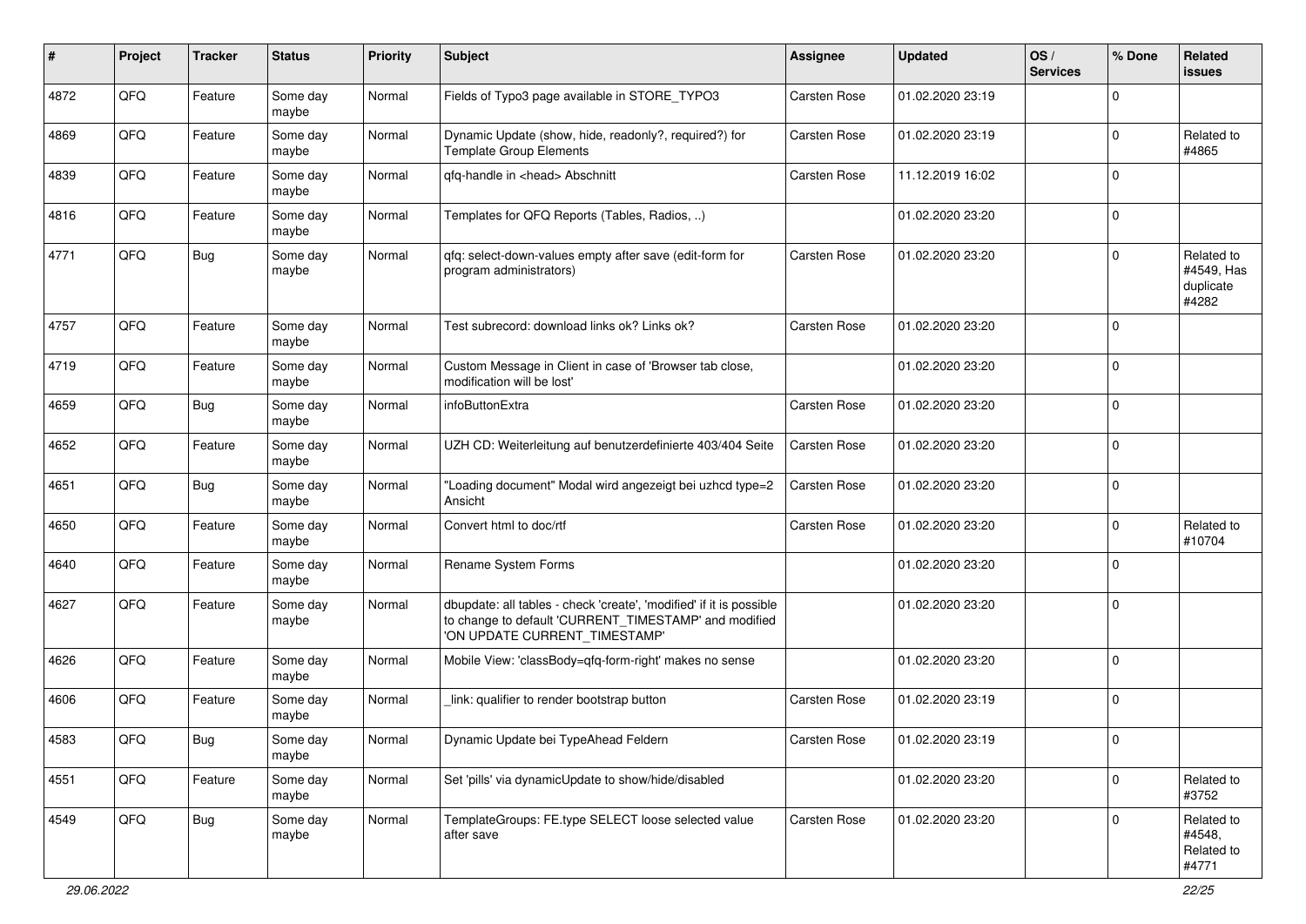| # | Project | Tracker | Status | Priority | Subject | Assignee | Updated | OS / Services | % Done | Related issues |
|---|---|---|---|---|---|---|---|---|---|---|
| 4872 | QFQ | Feature | Some day maybe | Normal | Fields of Typo3 page available in STORE_TYPO3 | Carsten Rose | 01.02.2020 23:19 | | 0 | |
| 4869 | QFQ | Feature | Some day maybe | Normal | Dynamic Update (show, hide, readonly?, required?) for Template Group Elements | Carsten Rose | 01.02.2020 23:19 | | 0 | Related to #4865 |
| 4839 | QFQ | Feature | Some day maybe | Normal | qfq-handle in <head> Abschnitt | Carsten Rose | 11.12.2019 16:02 | | 0 | |
| 4816 | QFQ | Feature | Some day maybe | Normal | Templates for QFQ Reports (Tables, Radios, ..) | | 01.02.2020 23:20 | | 0 | |
| 4771 | QFQ | Bug | Some day maybe | Normal | qfq: select-down-values empty after save (edit-form for program administrators) | Carsten Rose | 01.02.2020 23:20 | | 0 | Related to #4549, Has duplicate #4282 |
| 4757 | QFQ | Feature | Some day maybe | Normal | Test subrecord: download links ok? Links ok? | Carsten Rose | 01.02.2020 23:20 | | 0 | |
| 4719 | QFQ | Feature | Some day maybe | Normal | Custom Message in Client in case of 'Browser tab close, modification will be lost' | | 01.02.2020 23:20 | | 0 | |
| 4659 | QFQ | Bug | Some day maybe | Normal | infoButtonExtra | Carsten Rose | 01.02.2020 23:20 | | 0 | |
| 4652 | QFQ | Feature | Some day maybe | Normal | UZH CD: Weiterleitung auf benutzerdefinierte 403/404 Seite | Carsten Rose | 01.02.2020 23:20 | | 0 | |
| 4651 | QFQ | Bug | Some day maybe | Normal | "Loading document" Modal wird angezeigt bei uzhcd type=2 Ansicht | Carsten Rose | 01.02.2020 23:20 | | 0 | |
| 4650 | QFQ | Feature | Some day maybe | Normal | Convert html to doc/rtf | Carsten Rose | 01.02.2020 23:20 | | 0 | Related to #10704 |
| 4640 | QFQ | Feature | Some day maybe | Normal | Rename System Forms | | 01.02.2020 23:20 | | 0 | |
| 4627 | QFQ | Feature | Some day maybe | Normal | dbupdate: all tables - check 'create', 'modified' if it is possible to change to default 'CURRENT_TIMESTAMP' and modified 'ON UPDATE CURRENT_TIMESTAMP' | | 01.02.2020 23:20 | | 0 | |
| 4626 | QFQ | Feature | Some day maybe | Normal | Mobile View: 'classBody=qfq-form-right' makes no sense | | 01.02.2020 23:20 | | 0 | |
| 4606 | QFQ | Feature | Some day maybe | Normal | _link: qualifier to render bootstrap button | Carsten Rose | 01.02.2020 23:19 | | 0 | |
| 4583 | QFQ | Bug | Some day maybe | Normal | Dynamic Update bei TypeAhead Feldern | Carsten Rose | 01.02.2020 23:19 | | 0 | |
| 4551 | QFQ | Feature | Some day maybe | Normal | Set 'pills' via dynamicUpdate to show/hide/disabled | | 01.02.2020 23:20 | | 0 | Related to #3752 |
| 4549 | QFQ | Bug | Some day maybe | Normal | TemplateGroups: FE.type SELECT loose selected value after save | Carsten Rose | 01.02.2020 23:20 | | 0 | Related to #4548, Related to #4771 |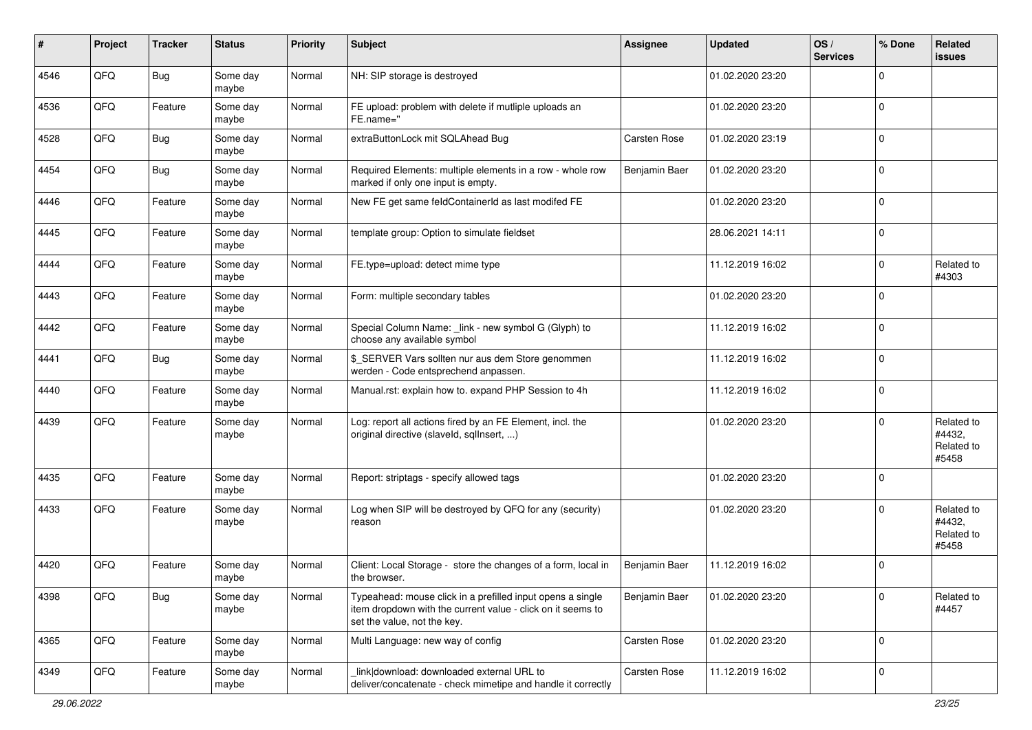| # | Project | Tracker | Status | Priority | Subject | Assignee | Updated | OS / Services | % Done | Related issues |
|---|---|---|---|---|---|---|---|---|---|---|
| 4546 | QFQ | Bug | Some day maybe | Normal | NH: SIP storage is destroyed | | 01.02.2020 23:20 | | 0 | |
| 4536 | QFQ | Feature | Some day maybe | Normal | FE upload: problem with delete if mutliple uploads an FE.name=" | | 01.02.2020 23:20 | | 0 | |
| 4528 | QFQ | Bug | Some day maybe | Normal | extraButtonLock mit SQLAhead Bug | Carsten Rose | 01.02.2020 23:19 | | 0 | |
| 4454 | QFQ | Bug | Some day maybe | Normal | Required Elements: multiple elements in a row - whole row marked if only one input is empty. | Benjamin Baer | 01.02.2020 23:20 | | 0 | |
| 4446 | QFQ | Feature | Some day maybe | Normal | New FE get same feldContainerId as last modifed FE | | 01.02.2020 23:20 | | 0 | |
| 4445 | QFQ | Feature | Some day maybe | Normal | template group: Option to simulate fieldset | | 28.06.2021 14:11 | | 0 | |
| 4444 | QFQ | Feature | Some day maybe | Normal | FE.type=upload: detect mime type | | 11.12.2019 16:02 | | 0 | Related to #4303 |
| 4443 | QFQ | Feature | Some day maybe | Normal | Form: multiple secondary tables | | 01.02.2020 23:20 | | 0 | |
| 4442 | QFQ | Feature | Some day maybe | Normal | Special Column Name: _link - new symbol G (Glyph) to choose any available symbol | | 11.12.2019 16:02 | | 0 | |
| 4441 | QFQ | Bug | Some day maybe | Normal | $_SERVER Vars sollten nur aus dem Store genommen werden - Code entsprechend anpassen. | | 11.12.2019 16:02 | | 0 | |
| 4440 | QFQ | Feature | Some day maybe | Normal | Manual.rst: explain how to. expand PHP Session to 4h | | 11.12.2019 16:02 | | 0 | |
| 4439 | QFQ | Feature | Some day maybe | Normal | Log: report all actions fired by an FE Element, incl. the original directive (slaveId, sqlInsert, ...) | | 01.02.2020 23:20 | | 0 | Related to #4432, Related to #5458 |
| 4435 | QFQ | Feature | Some day maybe | Normal | Report: striptags - specify allowed tags | | 01.02.2020 23:20 | | 0 | |
| 4433 | QFQ | Feature | Some day maybe | Normal | Log when SIP will be destroyed by QFQ for any (security) reason | | 01.02.2020 23:20 | | 0 | Related to #4432, Related to #5458 |
| 4420 | QFQ | Feature | Some day maybe | Normal | Client: Local Storage - store the changes of a form, local in the browser. | Benjamin Baer | 11.12.2019 16:02 | | 0 | |
| 4398 | QFQ | Bug | Some day maybe | Normal | Typeahead: mouse click in a prefilled input opens a single item dropdown with the current value - click on it seems to set the value, not the key. | Benjamin Baer | 01.02.2020 23:20 | | 0 | Related to #4457 |
| 4365 | QFQ | Feature | Some day maybe | Normal | Multi Language: new way of config | Carsten Rose | 01.02.2020 23:20 | | 0 | |
| 4349 | QFQ | Feature | Some day maybe | Normal | _link\|download: downloaded external URL to deliver/concatenate - check mimetipe and handle it correctly | Carsten Rose | 11.12.2019 16:02 | | 0 | |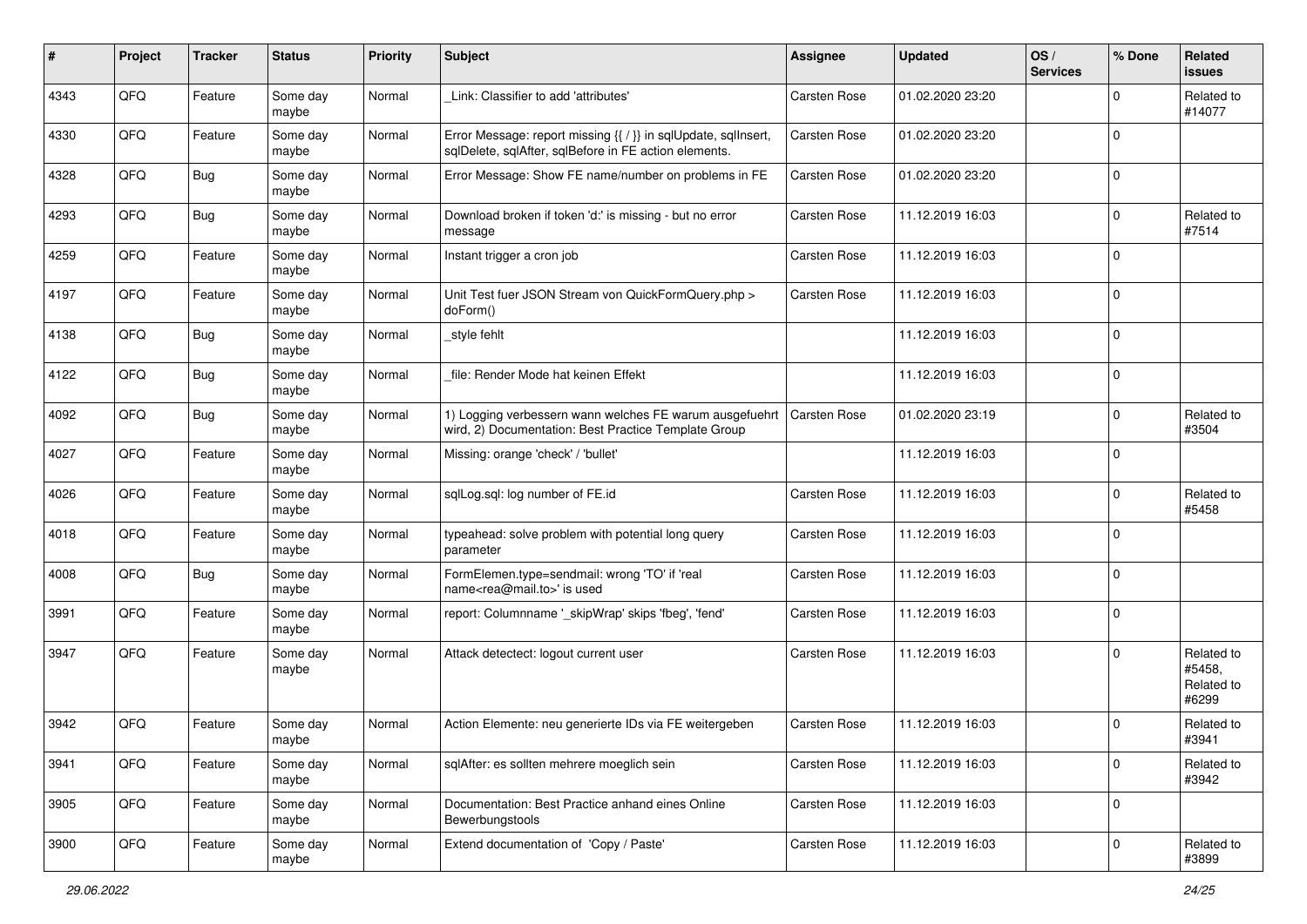| # | Project | Tracker | Status | Priority | Subject | Assignee | Updated | OS / Services | % Done | Related issues |
|---|---|---|---|---|---|---|---|---|---|---|
| 4343 | QFQ | Feature | Some day maybe | Normal | _Link: Classifier to add 'attributes' | Carsten Rose | 01.02.2020 23:20 | | 0 | Related to #14077 |
| 4330 | QFQ | Feature | Some day maybe | Normal | Error Message: report missing {{ / }} in sqlUpdate, sqlInsert, sqlDelete, sqlAfter, sqlBefore in FE action elements. | Carsten Rose | 01.02.2020 23:20 | | 0 | |
| 4328 | QFQ | Bug | Some day maybe | Normal | Error Message: Show FE name/number on problems in FE | Carsten Rose | 01.02.2020 23:20 | | 0 | |
| 4293 | QFQ | Bug | Some day maybe | Normal | Download broken if token 'd:' is missing - but no error message | Carsten Rose | 11.12.2019 16:03 | | 0 | Related to #7514 |
| 4259 | QFQ | Feature | Some day maybe | Normal | Instant trigger a cron job | Carsten Rose | 11.12.2019 16:03 | | 0 | |
| 4197 | QFQ | Feature | Some day maybe | Normal | Unit Test fuer JSON Stream von QuickFormQuery.php > doForm() | Carsten Rose | 11.12.2019 16:03 | | 0 | |
| 4138 | QFQ | Bug | Some day maybe | Normal | _style fehlt | | 11.12.2019 16:03 | | 0 | |
| 4122 | QFQ | Bug | Some day maybe | Normal | _file: Render Mode hat keinen Effekt | | 11.12.2019 16:03 | | 0 | |
| 4092 | QFQ | Bug | Some day maybe | Normal | 1) Logging verbessern wann welches FE warum ausgefuehrt wird, 2) Documentation: Best Practice Template Group | Carsten Rose | 01.02.2020 23:19 | | 0 | Related to #3504 |
| 4027 | QFQ | Feature | Some day maybe | Normal | Missing: orange 'check' / 'bullet' | | 11.12.2019 16:03 | | 0 | |
| 4026 | QFQ | Feature | Some day maybe | Normal | sqlLog.sql: log number of FE.id | Carsten Rose | 11.12.2019 16:03 | | 0 | Related to #5458 |
| 4018 | QFQ | Feature | Some day maybe | Normal | typeahead: solve problem with potential long query parameter | Carsten Rose | 11.12.2019 16:03 | | 0 | |
| 4008 | QFQ | Bug | Some day maybe | Normal | FormElemen.type=sendmail: wrong 'TO' if 'real name<rea@mail.to>' is used | Carsten Rose | 11.12.2019 16:03 | | 0 | |
| 3991 | QFQ | Feature | Some day maybe | Normal | report: Columnname '_skipWrap' skips 'fbeg', 'fend' | Carsten Rose | 11.12.2019 16:03 | | 0 | |
| 3947 | QFQ | Feature | Some day maybe | Normal | Attack detectect: logout current user | Carsten Rose | 11.12.2019 16:03 | | 0 | Related to #5458, Related to #6299 |
| 3942 | QFQ | Feature | Some day maybe | Normal | Action Elemente: neu generierte IDs via FE weitergeben | Carsten Rose | 11.12.2019 16:03 | | 0 | Related to #3941 |
| 3941 | QFQ | Feature | Some day maybe | Normal | sqlAfter: es sollten mehrere moeglich sein | Carsten Rose | 11.12.2019 16:03 | | 0 | Related to #3942 |
| 3905 | QFQ | Feature | Some day maybe | Normal | Documentation: Best Practice anhand eines Online Bewerbungstools | Carsten Rose | 11.12.2019 16:03 | | 0 | |
| 3900 | QFQ | Feature | Some day maybe | Normal | Extend documentation of 'Copy / Paste' | Carsten Rose | 11.12.2019 16:03 | | 0 | Related to #3899 |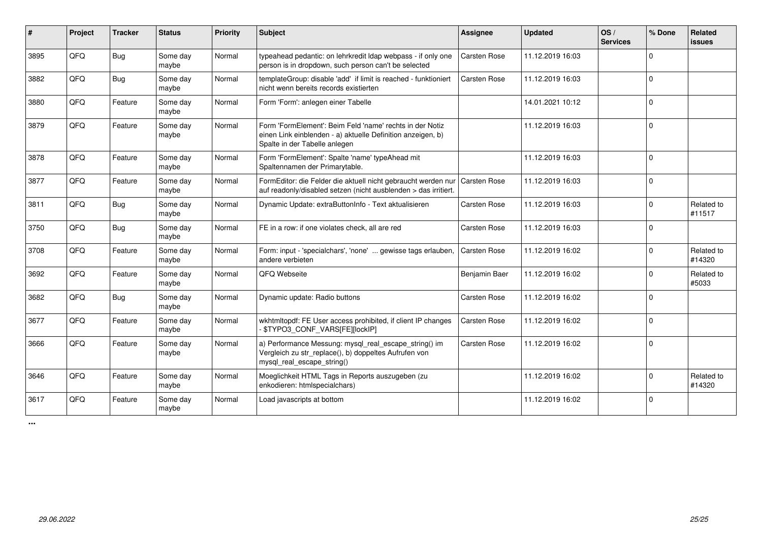| # | Project | Tracker | Status | Priority | Subject | Assignee | Updated | OS / Services | % Done | Related issues |
|---|---|---|---|---|---|---|---|---|---|---|
| 3895 | QFQ | Bug | Some day maybe | Normal | typeahead pedantic: on lehrkredit ldap webpass - if only one person is in dropdown, such person can't be selected | Carsten Rose | 11.12.2019 16:03 | | 0 | |
| 3882 | QFQ | Bug | Some day maybe | Normal | templateGroup: disable 'add' if limit is reached - funktioniert nicht wenn bereits records existierten | Carsten Rose | 11.12.2019 16:03 | | 0 | |
| 3880 | QFQ | Feature | Some day maybe | Normal | Form 'Form': anlegen einer Tabelle | | 14.01.2021 10:12 | | 0 | |
| 3879 | QFQ | Feature | Some day maybe | Normal | Form 'FormElement': Beim Feld 'name' rechts in der Notiz einen Link einblenden - a) aktuelle Definition anzeigen, b) Spalte in der Tabelle anlegen | | 11.12.2019 16:03 | | 0 | |
| 3878 | QFQ | Feature | Some day maybe | Normal | Form 'FormElement': Spalte 'name' typeAhead mit Spaltennamen der Primarytable. | | 11.12.2019 16:03 | | 0 | |
| 3877 | QFQ | Feature | Some day maybe | Normal | FormEditor: die Felder die aktuell nicht gebraucht werden nur auf readonly/disabled setzen (nicht ausblenden > das irritiert. | Carsten Rose | 11.12.2019 16:03 | | 0 | |
| 3811 | QFQ | Bug | Some day maybe | Normal | Dynamic Update: extraButtonInfo - Text aktualisieren | Carsten Rose | 11.12.2019 16:03 | | 0 | Related to #11517 |
| 3750 | QFQ | Bug | Some day maybe | Normal | FE in a row: if one violates check, all are red | Carsten Rose | 11.12.2019 16:03 | | 0 | |
| 3708 | QFQ | Feature | Some day maybe | Normal | Form: input - 'specialchars', 'none' ... gewisse tags erlauben, andere verbieten | Carsten Rose | 11.12.2019 16:02 | | 0 | Related to #14320 |
| 3692 | QFQ | Feature | Some day maybe | Normal | QFQ Webseite | Benjamin Baer | 11.12.2019 16:02 | | 0 | Related to #5033 |
| 3682 | QFQ | Bug | Some day maybe | Normal | Dynamic update: Radio buttons | Carsten Rose | 11.12.2019 16:02 | | 0 | |
| 3677 | QFQ | Feature | Some day maybe | Normal | wkhtmltopdf: FE User access prohibited, if client IP changes - $TYPO3_CONF_VARS[FE][lockIP] | Carsten Rose | 11.12.2019 16:02 | | 0 | |
| 3666 | QFQ | Feature | Some day maybe | Normal | a) Performance Messung: mysql_real_escape_string() im Vergleich zu str_replace(), b) doppeltes Aufrufen von mysql_real_escape_string() | Carsten Rose | 11.12.2019 16:02 | | 0 | |
| 3646 | QFQ | Feature | Some day maybe | Normal | Moeglichkeit HTML Tags in Reports auszugeben (zu enkodieren: htmlspecialchars) | | 11.12.2019 16:02 | | 0 | Related to #14320 |
| 3617 | QFQ | Feature | Some day maybe | Normal | Load javascripts at bottom | | 11.12.2019 16:02 | | 0 | |

...